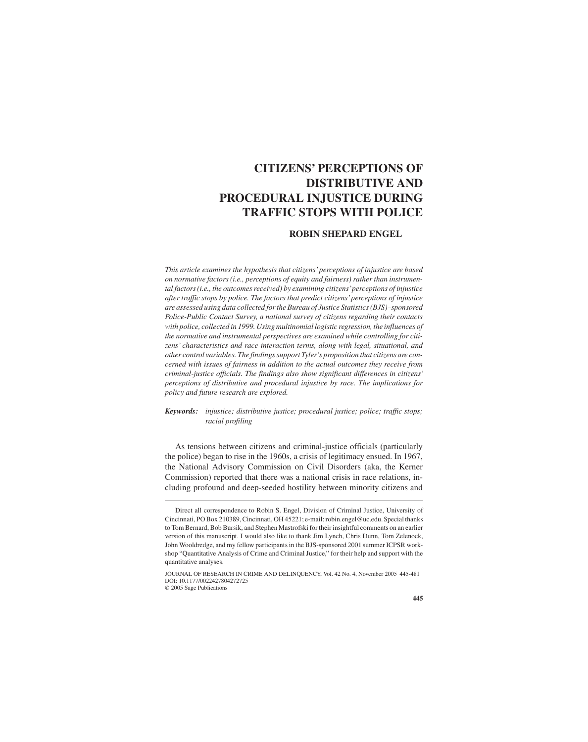# CITIZENS' PERCEPTIONS OF DISTRIBUTIVE AND PROCEDURAL INJUSTICE DURING TRAFFIC STOPS WITH POLICE

**ROBIN SHEPARD ENGEL**

*This article examines the hypothesis that citizens' perceptions of injustice are based on normative factors (i.e., perceptions of equity and fairness) rather than instrumental factors (i.e., the outcomes received) by examining citizens' perceptions of injustice after traffic stops by police. The factors that predict citizens' perceptions of injustice are assessed using data collected for the Bureau of Justice Statistics (BJS)–sponsored Police-Public Contact Survey, a national survey of citizens regarding their contacts with police, collected in 1999. Using multinomial logistic regression, the influences of the normative and instrumental perspectives are examined while controlling for citizens' characteristics and race-interaction terms, along with legal, situational, and other control variables. The findings support Tyler's proposition that citizens are concerned with issues of fairness in addition to the actual outcomes they receive from criminal-justice officials. The findings also show significant differences in citizens' perceptions of distributive and procedural injustice by race. The implications for policy and future research are explored.*

***Keywords:*** *injustice; distributive justice; procedural justice; police; traffic stops; racial profiling*

As tensions between citizens and criminal-justice officials (particularly the police) began to rise in the 1960s, a crisis of legitimacy ensued. In 1967, the National Advisory Commission on Civil Disorders (aka, the Kerner Commission) reported that there was a national crisis in race relations, including profound and deep-seeded hostility between minority citizens and

---

Direct all correspondence to Robin S. Engel, Division of Criminal Justice, University of Cincinnati, PO Box 210389, Cincinnati, OH 45221; e-mail: robin.engel@uc.edu. Special thanks to Tom Bernard, Bob Bursik, and Stephen Mastrofski for their insightful comments on an earlier version of this manuscript. I would also like to thank Jim Lynch, Chris Dunn, Tom Zelenock, John Wooldredge, and my fellow participants in the BJS-sponsored 2001 summer ICPSR workshop "Quantitative Analysis of Crime and Criminal Justice," for their help and support with the quantitative analyses.

JOURNAL OF RESEARCH IN CRIME AND DELINQUENCY, Vol. 42 No. 4, November 2005 445-481
DOI: 10.1177/0022427804272725
© 2005 Sage Publications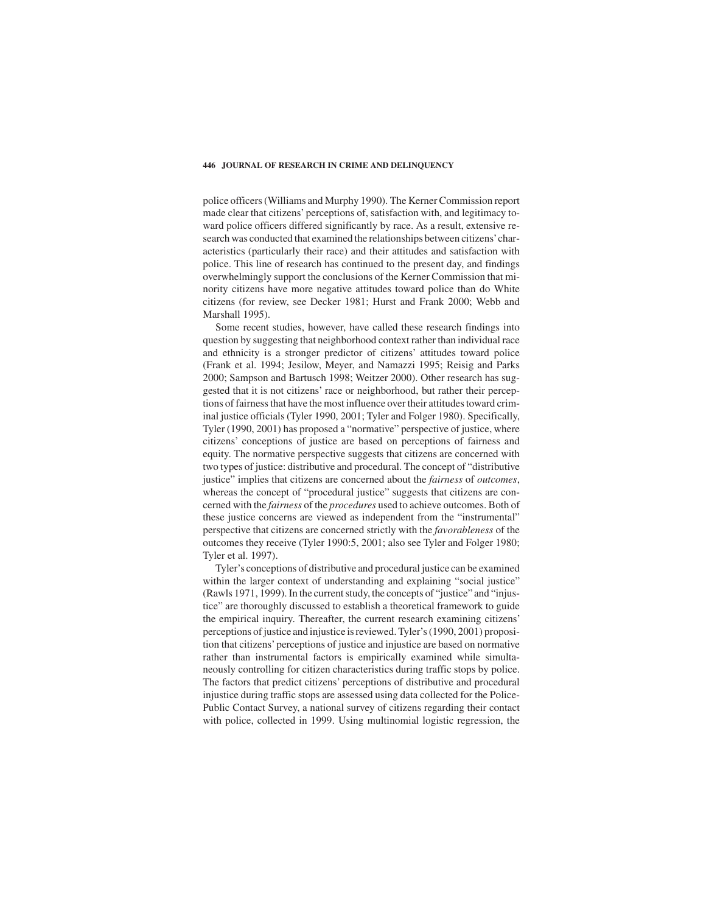police officers (Williams and Murphy 1990). The Kerner Commission report made clear that citizens' perceptions of, satisfaction with, and legitimacy toward police officers differed significantly by race. As a result, extensive research was conducted that examined the relationships between citizens' characteristics (particularly their race) and their attitudes and satisfaction with police. This line of research has continued to the present day, and findings overwhelmingly support the conclusions of the Kerner Commission that minority citizens have more negative attitudes toward police than do White citizens (for review, see Decker 1981; Hurst and Frank 2000; Webb and Marshall 1995).

Some recent studies, however, have called these research findings into question by suggesting that neighborhood context rather than individual race and ethnicity is a stronger predictor of citizens' attitudes toward police (Frank et al. 1994; Jesilow, Meyer, and Namazzi 1995; Reisig and Parks 2000; Sampson and Bartusch 1998; Weitzer 2000). Other research has suggested that it is not citizens' race or neighborhood, but rather their perceptions of fairness that have the most influence over their attitudes toward criminal justice officials (Tyler 1990, 2001; Tyler and Folger 1980). Specifically, Tyler (1990, 2001) has proposed a "normative" perspective of justice, where citizens' conceptions of justice are based on perceptions of fairness and equity. The normative perspective suggests that citizens are concerned with two types of justice: distributive and procedural. The concept of "distributive justice" implies that citizens are concerned about the *fairness* of *outcomes*, whereas the concept of "procedural justice" suggests that citizens are concerned with the *fairness* of the *procedures* used to achieve outcomes. Both of these justice concerns are viewed as independent from the "instrumental" perspective that citizens are concerned strictly with the *favorableness* of the outcomes they receive (Tyler 1990:5, 2001; also see Tyler and Folger 1980; Tyler et al. 1997).

Tyler's conceptions of distributive and procedural justice can be examined within the larger context of understanding and explaining "social justice" (Rawls 1971, 1999). In the current study, the concepts of "justice" and "injustice" are thoroughly discussed to establish a theoretical framework to guide the empirical inquiry. Thereafter, the current research examining citizens' perceptions of justice and injustice is reviewed. Tyler's (1990, 2001) proposition that citizens' perceptions of justice and injustice are based on normative rather than instrumental factors is empirically examined while simultaneously controlling for citizen characteristics during traffic stops by police. The factors that predict citizens' perceptions of distributive and procedural injustice during traffic stops are assessed using data collected for the Police-Public Contact Survey, a national survey of citizens regarding their contact with police, collected in 1999. Using multinomial logistic regression, the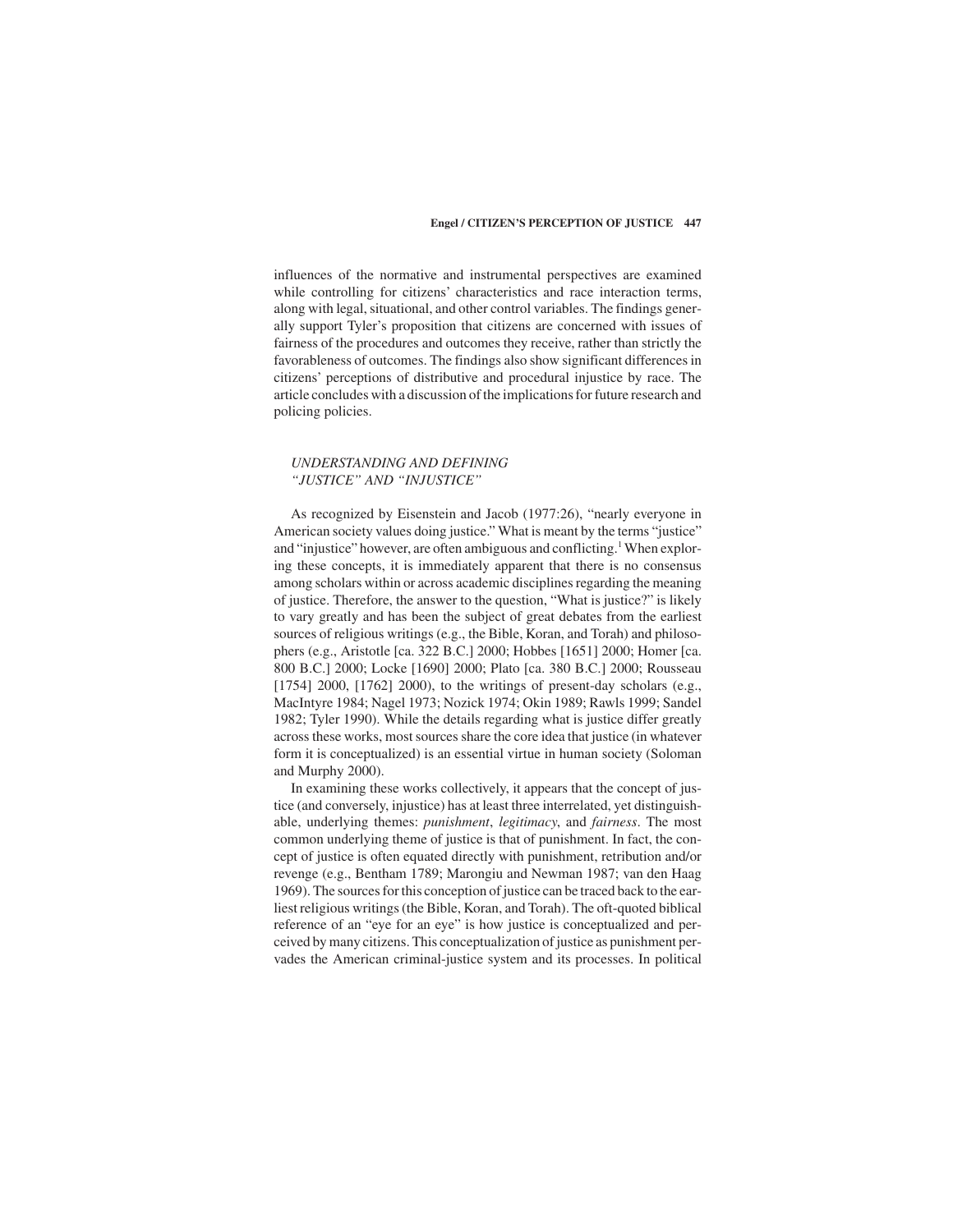influences of the normative and instrumental perspectives are examined while controlling for citizens' characteristics and race interaction terms, along with legal, situational, and other control variables. The findings generally support Tyler's proposition that citizens are concerned with issues of fairness of the procedures and outcomes they receive, rather than strictly the favorableness of outcomes. The findings also show significant differences in citizens' perceptions of distributive and procedural injustice by race. The article concludes with a discussion of the implications for future research and policing policies.

## *UNDERSTANDING AND DEFINING "JUSTICE" AND "INJUSTICE"*

As recognized by Eisenstein and Jacob (1977:26), "nearly everyone in American society values doing justice." What is meant by the terms "justice" and "injustice" however, are often ambiguous and conflicting.[1] When exploring these concepts, it is immediately apparent that there is no consensus among scholars within or across academic disciplines regarding the meaning of justice. Therefore, the answer to the question, "What is justice?" is likely to vary greatly and has been the subject of great debates from the earliest sources of religious writings (e.g., the Bible, Koran, and Torah) and philosophers (e.g., Aristotle [ca. 322 B.C.] 2000; Hobbes [1651] 2000; Homer [ca. 800 B.C.] 2000; Locke [1690] 2000; Plato [ca. 380 B.C.] 2000; Rousseau [1754] 2000, [1762] 2000), to the writings of present-day scholars (e.g., MacIntyre 1984; Nagel 1973; Nozick 1974; Okin 1989; Rawls 1999; Sandel 1982; Tyler 1990). While the details regarding what is justice differ greatly across these works, most sources share the core idea that justice (in whatever form it is conceptualized) is an essential virtue in human society (Soloman and Murphy 2000).

In examining these works collectively, it appears that the concept of justice (and conversely, injustice) has at least three interrelated, yet distinguishable, underlying themes: *punishment*, *legitimacy*, and *fairness*. The most common underlying theme of justice is that of punishment. In fact, the concept of justice is often equated directly with punishment, retribution and/or revenge (e.g., Bentham 1789; Marongiu and Newman 1987; van den Haag 1969). The sources for this conception of justice can be traced back to the earliest religious writings (the Bible, Koran, and Torah). The oft-quoted biblical reference of an "eye for an eye" is how justice is conceptualized and perceived by many citizens. This conceptualization of justice as punishment pervades the American criminal-justice system and its processes. In political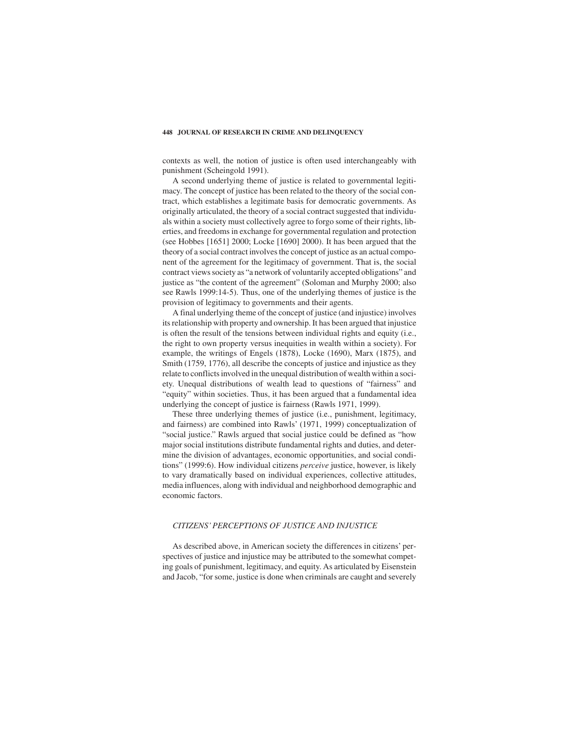contexts as well, the notion of justice is often used interchangeably with punishment (Scheingold 1991).

A second underlying theme of justice is related to governmental legitimacy. The concept of justice has been related to the theory of the social contract, which establishes a legitimate basis for democratic governments. As originally articulated, the theory of a social contract suggested that individuals within a society must collectively agree to forgo some of their rights, liberties, and freedoms in exchange for governmental regulation and protection (see Hobbes [1651] 2000; Locke [1690] 2000). It has been argued that the theory of a social contract involves the concept of justice as an actual component of the agreement for the legitimacy of government. That is, the social contract views society as "a network of voluntarily accepted obligations" and justice as "the content of the agreement" (Soloman and Murphy 2000; also see Rawls 1999:14-5). Thus, one of the underlying themes of justice is the provision of legitimacy to governments and their agents.

A final underlying theme of the concept of justice (and injustice) involves its relationship with property and ownership. It has been argued that injustice is often the result of the tensions between individual rights and equity (i.e., the right to own property versus inequities in wealth within a society). For example, the writings of Engels (1878), Locke (1690), Marx (1875), and Smith (1759, 1776), all describe the concepts of justice and injustice as they relate to conflicts involved in the unequal distribution of wealth within a society. Unequal distributions of wealth lead to questions of "fairness" and "equity" within societies. Thus, it has been argued that a fundamental idea underlying the concept of justice is fairness (Rawls 1971, 1999).

These three underlying themes of justice (i.e., punishment, legitimacy, and fairness) are combined into Rawls' (1971, 1999) conceptualization of "social justice." Rawls argued that social justice could be defined as "how major social institutions distribute fundamental rights and duties, and determine the division of advantages, economic opportunities, and social conditions" (1999:6). How individual citizens *perceive* justice, however, is likely to vary dramatically based on individual experiences, collective attitudes, media influences, along with individual and neighborhood demographic and economic factors.

### *CITIZENS' PERCEPTIONS OF JUSTICE AND INJUSTICE*

As described above, in American society the differences in citizens' perspectives of justice and injustice may be attributed to the somewhat competing goals of punishment, legitimacy, and equity. As articulated by Eisenstein and Jacob, "for some, justice is done when criminals are caught and severely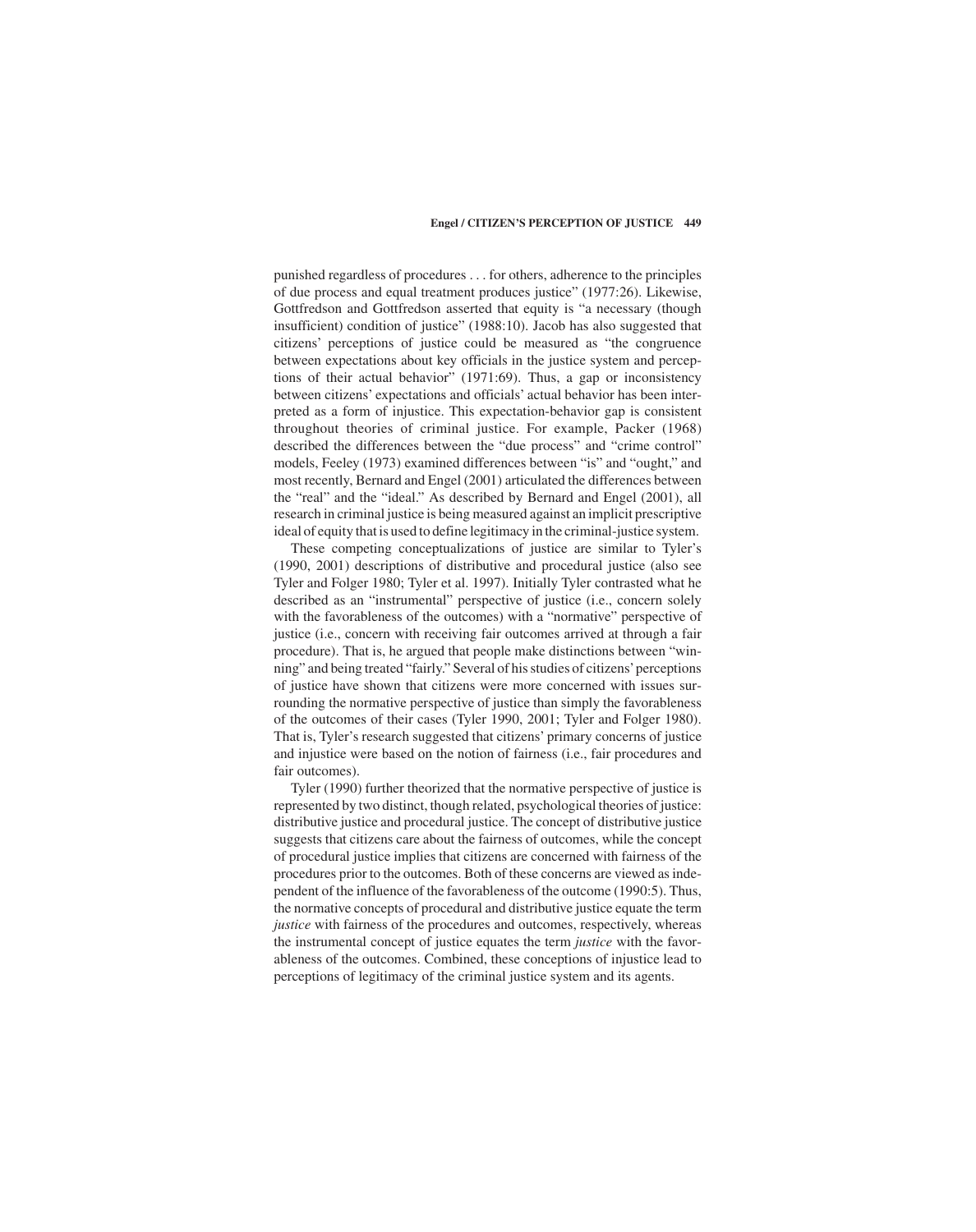punished regardless of procedures . . . for others, adherence to the principles of due process and equal treatment produces justice" (1977:26). Likewise, Gottfredson and Gottfredson asserted that equity is "a necessary (though insufficient) condition of justice" (1988:10). Jacob has also suggested that citizens' perceptions of justice could be measured as "the congruence between expectations about key officials in the justice system and perceptions of their actual behavior" (1971:69). Thus, a gap or inconsistency between citizens' expectations and officials' actual behavior has been interpreted as a form of injustice. This expectation-behavior gap is consistent throughout theories of criminal justice. For example, Packer (1968) described the differences between the "due process" and "crime control" models, Feeley (1973) examined differences between "is" and "ought," and most recently, Bernard and Engel (2001) articulated the differences between the "real" and the "ideal." As described by Bernard and Engel (2001), all research in criminal justice is being measured against an implicit prescriptive ideal of equity that is used to define legitimacy in the criminal-justice system.

These competing conceptualizations of justice are similar to Tyler's (1990, 2001) descriptions of distributive and procedural justice (also see Tyler and Folger 1980; Tyler et al. 1997). Initially Tyler contrasted what he described as an "instrumental" perspective of justice (i.e., concern solely with the favorableness of the outcomes) with a "normative" perspective of justice (i.e., concern with receiving fair outcomes arrived at through a fair procedure). That is, he argued that people make distinctions between "winning" and being treated "fairly." Several of his studies of citizens' perceptions of justice have shown that citizens were more concerned with issues surrounding the normative perspective of justice than simply the favorableness of the outcomes of their cases (Tyler 1990, 2001; Tyler and Folger 1980). That is, Tyler's research suggested that citizens' primary concerns of justice and injustice were based on the notion of fairness (i.e., fair procedures and fair outcomes).

Tyler (1990) further theorized that the normative perspective of justice is represented by two distinct, though related, psychological theories of justice: distributive justice and procedural justice. The concept of distributive justice suggests that citizens care about the fairness of outcomes, while the concept of procedural justice implies that citizens are concerned with fairness of the procedures prior to the outcomes. Both of these concerns are viewed as independent of the influence of the favorableness of the outcome (1990:5). Thus, the normative concepts of procedural and distributive justice equate the term *justice* with fairness of the procedures and outcomes, respectively, whereas the instrumental concept of justice equates the term *justice* with the favorableness of the outcomes. Combined, these conceptions of injustice lead to perceptions of legitimacy of the criminal justice system and its agents.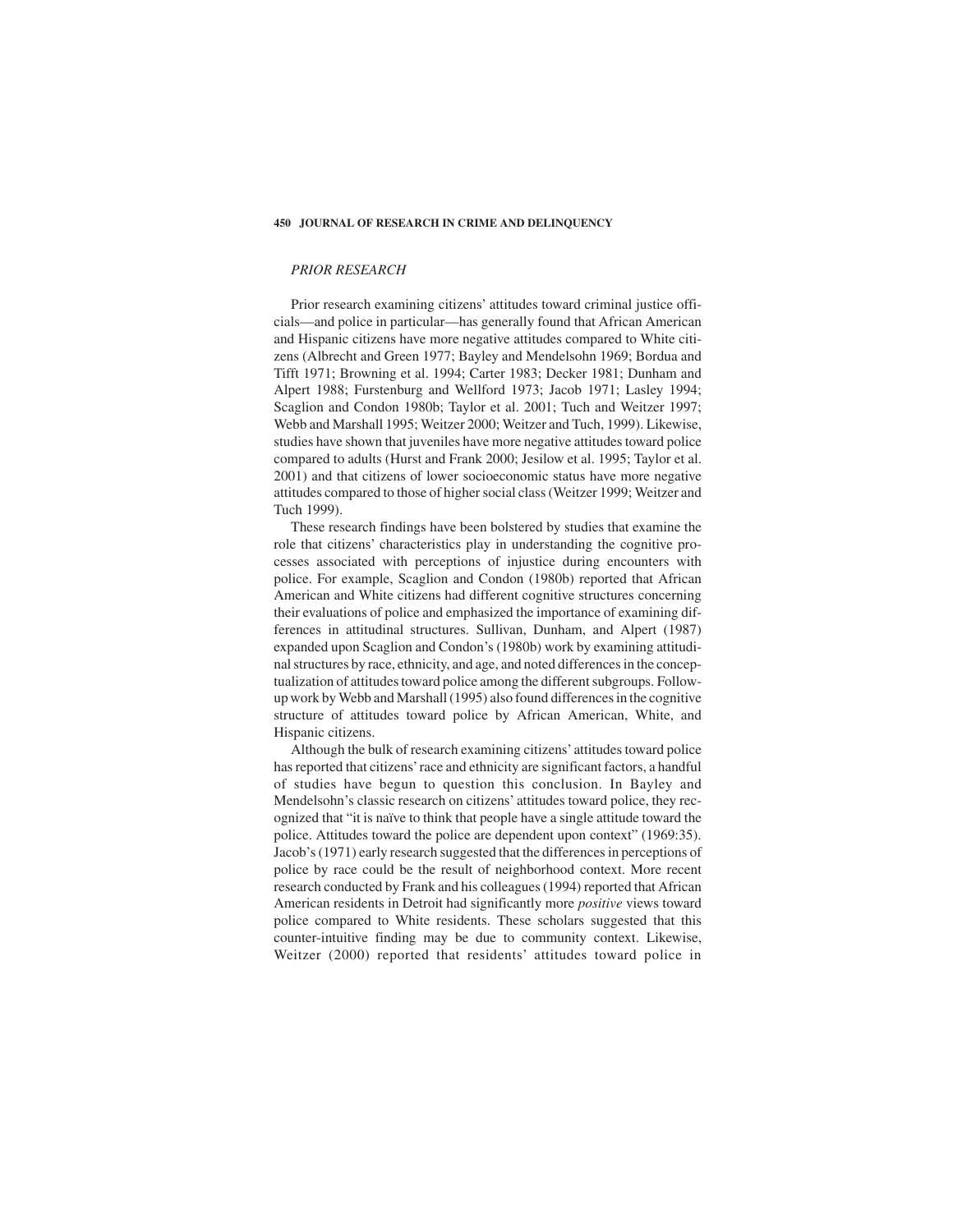*PRIOR RESEARCH*

Prior research examining citizens' attitudes toward criminal justice officials—and police in particular—has generally found that African American and Hispanic citizens have more negative attitudes compared to White citizens (Albrecht and Green 1977; Bayley and Mendelsohn 1969; Bordua and Tifft 1971; Browning et al. 1994; Carter 1983; Decker 1981; Dunham and Alpert 1988; Furstenburg and Wellford 1973; Jacob 1971; Lasley 1994; Scaglion and Condon 1980b; Taylor et al. 2001; Tuch and Weitzer 1997; Webb and Marshall 1995; Weitzer 2000; Weitzer and Tuch, 1999). Likewise, studies have shown that juveniles have more negative attitudes toward police compared to adults (Hurst and Frank 2000; Jesilow et al. 1995; Taylor et al. 2001) and that citizens of lower socioeconomic status have more negative attitudes compared to those of higher social class (Weitzer 1999; Weitzer and Tuch 1999).

These research findings have been bolstered by studies that examine the role that citizens' characteristics play in understanding the cognitive processes associated with perceptions of injustice during encounters with police. For example, Scaglion and Condon (1980b) reported that African American and White citizens had different cognitive structures concerning their evaluations of police and emphasized the importance of examining differences in attitudinal structures. Sullivan, Dunham, and Alpert (1987) expanded upon Scaglion and Condon's (1980b) work by examining attitudinal structures by race, ethnicity, and age, and noted differences in the conceptualization of attitudes toward police among the different subgroups. Follow-up work by Webb and Marshall (1995) also found differences in the cognitive structure of attitudes toward police by African American, White, and Hispanic citizens.

Although the bulk of research examining citizens' attitudes toward police has reported that citizens' race and ethnicity are significant factors, a handful of studies have begun to question this conclusion. In Bayley and Mendelsohn's classic research on citizens' attitudes toward police, they recognized that "it is naïve to think that people have a single attitude toward the police. Attitudes toward the police are dependent upon context" (1969:35). Jacob's (1971) early research suggested that the differences in perceptions of police by race could be the result of neighborhood context. More recent research conducted by Frank and his colleagues (1994) reported that African American residents in Detroit had significantly more *positive* views toward police compared to White residents. These scholars suggested that this counter-intuitive finding may be due to community context. Likewise, Weitzer (2000) reported that residents' attitudes toward police in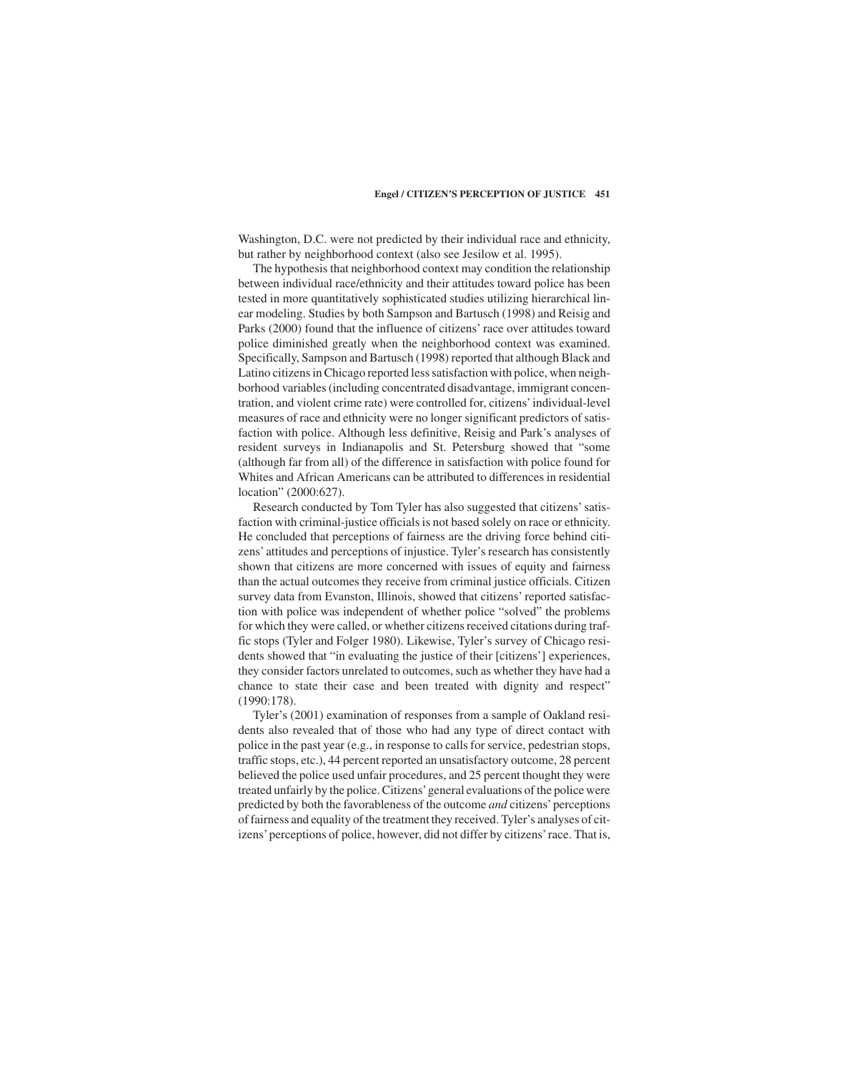Washington, D.C. were not predicted by their individual race and ethnicity, but rather by neighborhood context (also see Jesilow et al. 1995).

The hypothesis that neighborhood context may condition the relationship between individual race/ethnicity and their attitudes toward police has been tested in more quantitatively sophisticated studies utilizing hierarchical linear modeling. Studies by both Sampson and Bartusch (1998) and Reisig and Parks (2000) found that the influence of citizens' race over attitudes toward police diminished greatly when the neighborhood context was examined. Specifically, Sampson and Bartusch (1998) reported that although Black and Latino citizens in Chicago reported less satisfaction with police, when neighborhood variables (including concentrated disadvantage, immigrant concentration, and violent crime rate) were controlled for, citizens' individual-level measures of race and ethnicity were no longer significant predictors of satisfaction with police. Although less definitive, Reisig and Park's analyses of resident surveys in Indianapolis and St. Petersburg showed that "some (although far from all) of the difference in satisfaction with police found for Whites and African Americans can be attributed to differences in residential location" (2000:627).

Research conducted by Tom Tyler has also suggested that citizens' satisfaction with criminal-justice officials is not based solely on race or ethnicity. He concluded that perceptions of fairness are the driving force behind citizens' attitudes and perceptions of injustice. Tyler's research has consistently shown that citizens are more concerned with issues of equity and fairness than the actual outcomes they receive from criminal justice officials. Citizen survey data from Evanston, Illinois, showed that citizens' reported satisfaction with police was independent of whether police "solved" the problems for which they were called, or whether citizens received citations during traffic stops (Tyler and Folger 1980). Likewise, Tyler's survey of Chicago residents showed that "in evaluating the justice of their [citizens'] experiences, they consider factors unrelated to outcomes, such as whether they have had a chance to state their case and been treated with dignity and respect" (1990:178).

Tyler's (2001) examination of responses from a sample of Oakland residents also revealed that of those who had any type of direct contact with police in the past year (e.g., in response to calls for service, pedestrian stops, traffic stops, etc.), 44 percent reported an unsatisfactory outcome, 28 percent believed the police used unfair procedures, and 25 percent thought they were treated unfairly by the police. Citizens' general evaluations of the police were predicted by both the favorableness of the outcome *and* citizens' perceptions of fairness and equality of the treatment they received. Tyler's analyses of citizens' perceptions of police, however, did not differ by citizens' race. That is,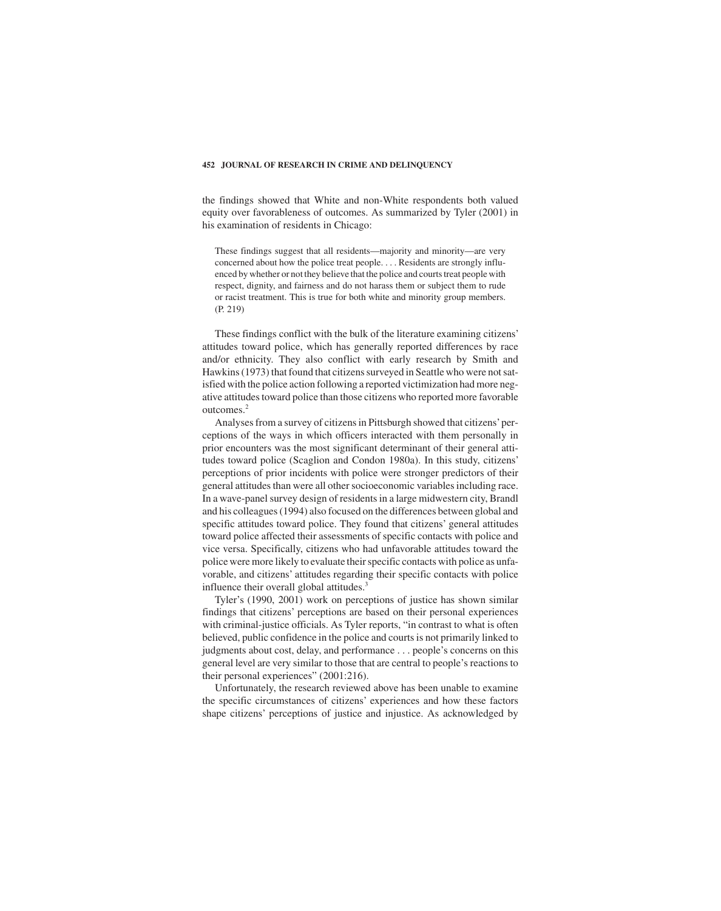the findings showed that White and non-White respondents both valued equity over favorableness of outcomes. As summarized by Tyler (2001) in his examination of residents in Chicago:

> These findings suggest that all residents—majority and minority—are very concerned about how the police treat people. . . . Residents are strongly influenced by whether or not they believe that the police and courts treat people with respect, dignity, and fairness and do not harass them or subject them to rude or racist treatment. This is true for both white and minority group members. (P. 219)

These findings conflict with the bulk of the literature examining citizens' attitudes toward police, which has generally reported differences by race and/or ethnicity. They also conflict with early research by Smith and Hawkins (1973) that found that citizens surveyed in Seattle who were not satisfied with the police action following a reported victimization had more negative attitudes toward police than those citizens who reported more favorable outcomes.[2]

Analyses from a survey of citizens in Pittsburgh showed that citizens' perceptions of the ways in which officers interacted with them personally in prior encounters was the most significant determinant of their general attitudes toward police (Scaglion and Condon 1980a). In this study, citizens' perceptions of prior incidents with police were stronger predictors of their general attitudes than were all other socioeconomic variables including race. In a wave-panel survey design of residents in a large midwestern city, Brandl and his colleagues (1994) also focused on the differences between global and specific attitudes toward police. They found that citizens' general attitudes toward police affected their assessments of specific contacts with police and vice versa. Specifically, citizens who had unfavorable attitudes toward the police were more likely to evaluate their specific contacts with police as unfavorable, and citizens' attitudes regarding their specific contacts with police influence their overall global attitudes.[3]

Tyler's (1990, 2001) work on perceptions of justice has shown similar findings that citizens' perceptions are based on their personal experiences with criminal-justice officials. As Tyler reports, "in contrast to what is often believed, public confidence in the police and courts is not primarily linked to judgments about cost, delay, and performance . . . people's concerns on this general level are very similar to those that are central to people's reactions to their personal experiences" (2001:216).

Unfortunately, the research reviewed above has been unable to examine the specific circumstances of citizens' experiences and how these factors shape citizens' perceptions of justice and injustice. As acknowledged by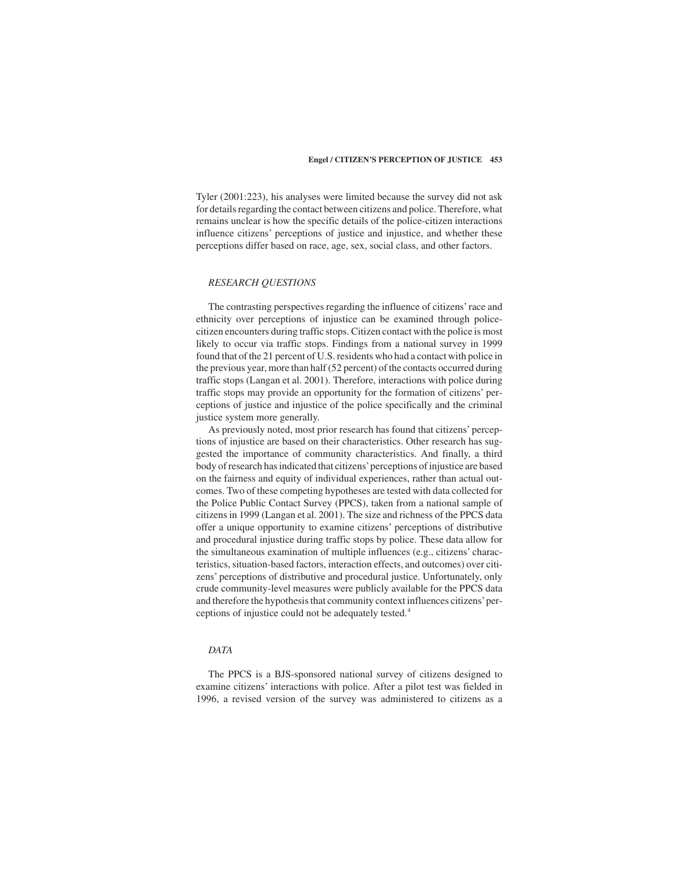Tyler (2001:223), his analyses were limited because the survey did not ask for details regarding the contact between citizens and police. Therefore, what remains unclear is how the specific details of the police-citizen interactions influence citizens' perceptions of justice and injustice, and whether these perceptions differ based on race, age, sex, social class, and other factors.

## *RESEARCH QUESTIONS*

The contrasting perspectives regarding the influence of citizens' race and ethnicity over perceptions of injustice can be examined through police-citizen encounters during traffic stops. Citizen contact with the police is most likely to occur via traffic stops. Findings from a national survey in 1999 found that of the 21 percent of U.S. residents who had a contact with police in the previous year, more than half (52 percent) of the contacts occurred during traffic stops (Langan et al. 2001). Therefore, interactions with police during traffic stops may provide an opportunity for the formation of citizens' perceptions of justice and injustice of the police specifically and the criminal justice system more generally.

As previously noted, most prior research has found that citizens' perceptions of injustice are based on their characteristics. Other research has suggested the importance of community characteristics. And finally, a third body of research has indicated that citizens' perceptions of injustice are based on the fairness and equity of individual experiences, rather than actual outcomes. Two of these competing hypotheses are tested with data collected for the Police Public Contact Survey (PPCS), taken from a national sample of citizens in 1999 (Langan et al. 2001). The size and richness of the PPCS data offer a unique opportunity to examine citizens' perceptions of distributive and procedural injustice during traffic stops by police. These data allow for the simultaneous examination of multiple influences (e.g., citizens' characteristics, situation-based factors, interaction effects, and outcomes) over citizens' perceptions of distributive and procedural justice. Unfortunately, only crude community-level measures were publicly available for the PPCS data and therefore the hypothesis that community context influences citizens' perceptions of injustice could not be adequately tested.[4]

## *DATA*

The PPCS is a BJS-sponsored national survey of citizens designed to examine citizens' interactions with police. After a pilot test was fielded in 1996, a revised version of the survey was administered to citizens as a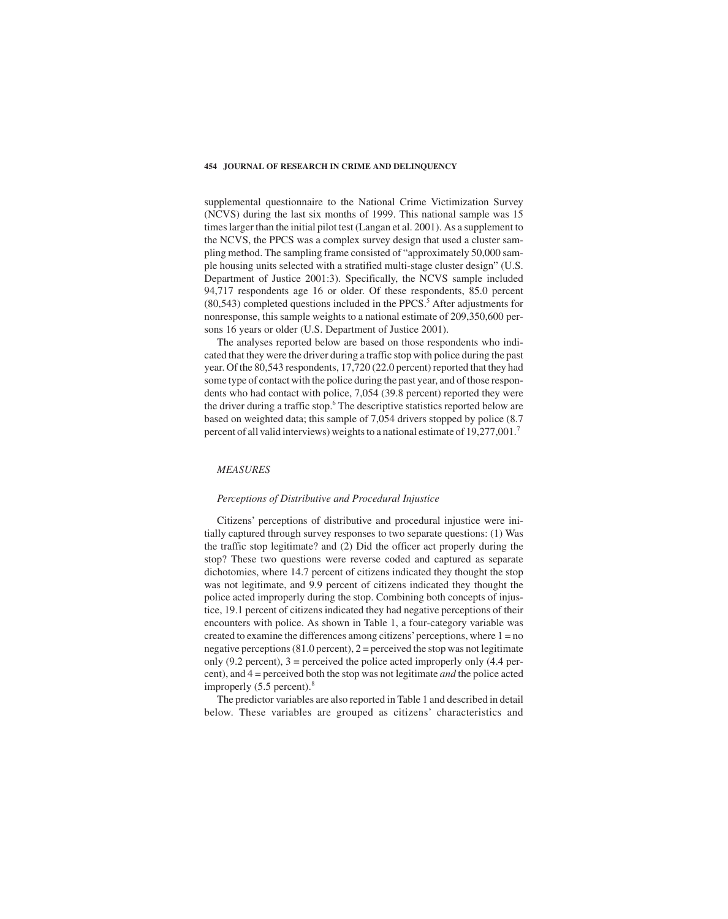supplemental questionnaire to the National Crime Victimization Survey (NCVS) during the last six months of 1999. This national sample was 15 times larger than the initial pilot test (Langan et al. 2001). As a supplement to the NCVS, the PPCS was a complex survey design that used a cluster sampling method. The sampling frame consisted of "approximately 50,000 sample housing units selected with a stratified multi-stage cluster design" (U.S. Department of Justice 2001:3). Specifically, the NCVS sample included 94,717 respondents age 16 or older. Of these respondents, 85.0 percent (80,543) completed questions included in the PPCS.[5] After adjustments for nonresponse, this sample weights to a national estimate of 209,350,600 persons 16 years or older (U.S. Department of Justice 2001).

The analyses reported below are based on those respondents who indicated that they were the driver during a traffic stop with police during the past year. Of the 80,543 respondents, 17,720 (22.0 percent) reported that they had some type of contact with the police during the past year, and of those respondents who had contact with police, 7,054 (39.8 percent) reported they were the driver during a traffic stop.[6] The descriptive statistics reported below are based on weighted data; this sample of 7,054 drivers stopped by police (8.7 percent of all valid interviews) weights to a national estimate of 19,277,001.[7]

## *MEASURES*

### *Perceptions of Distributive and Procedural Injustice*

Citizens' perceptions of distributive and procedural injustice were initially captured through survey responses to two separate questions: (1) Was the traffic stop legitimate? and (2) Did the officer act properly during the stop? These two questions were reverse coded and captured as separate dichotomies, where 14.7 percent of citizens indicated they thought the stop was not legitimate, and 9.9 percent of citizens indicated they thought the police acted improperly during the stop. Combining both concepts of injustice, 19.1 percent of citizens indicated they had negative perceptions of their encounters with police. As shown in Table 1, a four-category variable was created to examine the differences among citizens' perceptions, where 1 = no negative perceptions (81.0 percent), 2 = perceived the stop was not legitimate only (9.2 percent), 3 = perceived the police acted improperly only (4.4 percent), and 4 = perceived both the stop was not legitimate *and* the police acted improperly (5.5 percent).[8]

The predictor variables are also reported in Table 1 and described in detail below. These variables are grouped as citizens' characteristics and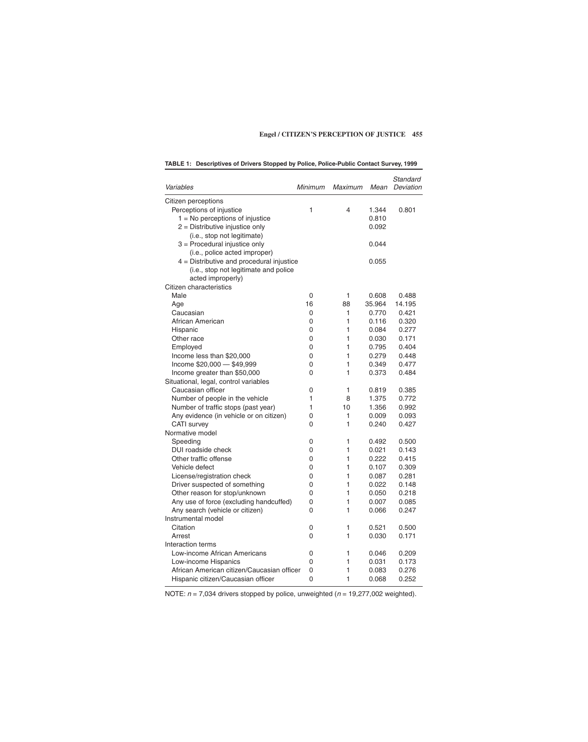**TABLE 1: Descriptives of Drivers Stopped by Police, Police-Public Contact Survey, 1999**

| *Variables* | *Minimum* | *Maximum* | *Mean* | *Standard Deviation* |
|---|---|---|---|---|
| Citizen perceptions | | | | |
| Perceptions of injustice | 1 | 4 | 1.344 | 0.801 |
| 1 = No perceptions of injustice | | | 0.810 | |
| 2 = Distributive injustice only (i.e., stop not legitimate) | | | 0.092 | |
| 3 = Procedural injustice only (i.e., police acted improper) | | | 0.044 | |
| 4 = Distributive and procedural injustice (i.e., stop not legitimate and police acted improperly) | | | 0.055 | |
| Citizen characteristics | | | | |
| Male | 0 | 1 | 0.608 | 0.488 |
| Age | 16 | 88 | 35.964 | 14.195 |
| Caucasian | 0 | 1 | 0.770 | 0.421 |
| African American | 0 | 1 | 0.116 | 0.320 |
| Hispanic | 0 | 1 | 0.084 | 0.277 |
| Other race | 0 | 1 | 0.030 | 0.171 |
| Employed | 0 | 1 | 0.795 | 0.404 |
| Income less than $20,000 | 0 | 1 | 0.279 | 0.448 |
| Income $20,000 — $49,999 | 0 | 1 | 0.349 | 0.477 |
| Income greater than $50,000 | 0 | 1 | 0.373 | 0.484 |
| Situational, legal, control variables | | | | |
| Caucasian officer | 0 | 1 | 0.819 | 0.385 |
| Number of people in the vehicle | 1 | 8 | 1.375 | 0.772 |
| Number of traffic stops (past year) | 1 | 10 | 1.356 | 0.992 |
| Any evidence (in vehicle or on citizen) | 0 | 1 | 0.009 | 0.093 |
| CATI survey | 0 | 1 | 0.240 | 0.427 |
| Normative model | | | | |
| Speeding | 0 | 1 | 0.492 | 0.500 |
| DUI roadside check | 0 | 1 | 0.021 | 0.143 |
| Other traffic offense | 0 | 1 | 0.222 | 0.415 |
| Vehicle defect | 0 | 1 | 0.107 | 0.309 |
| License/registration check | 0 | 1 | 0.087 | 0.281 |
| Driver suspected of something | 0 | 1 | 0.022 | 0.148 |
| Other reason for stop/unknown | 0 | 1 | 0.050 | 0.218 |
| Any use of force (excluding handcuffed) | 0 | 1 | 0.007 | 0.085 |
| Any search (vehicle or citizen) | 0 | 1 | 0.066 | 0.247 |
| Instrumental model | | | | |
| Citation | 0 | 1 | 0.521 | 0.500 |
| Arrest | 0 | 1 | 0.030 | 0.171 |
| Interaction terms | | | | |
| Low-income African Americans | 0 | 1 | 0.046 | 0.209 |
| Low-income Hispanics | 0 | 1 | 0.031 | 0.173 |
| African American citizen/Caucasian officer | 0 | 1 | 0.083 | 0.276 |
| Hispanic citizen/Caucasian officer | 0 | 1 | 0.068 | 0.252 |

NOTE: $n$ = 7,034 drivers stopped by police, unweighted ($n$ = 19,277,002 weighted).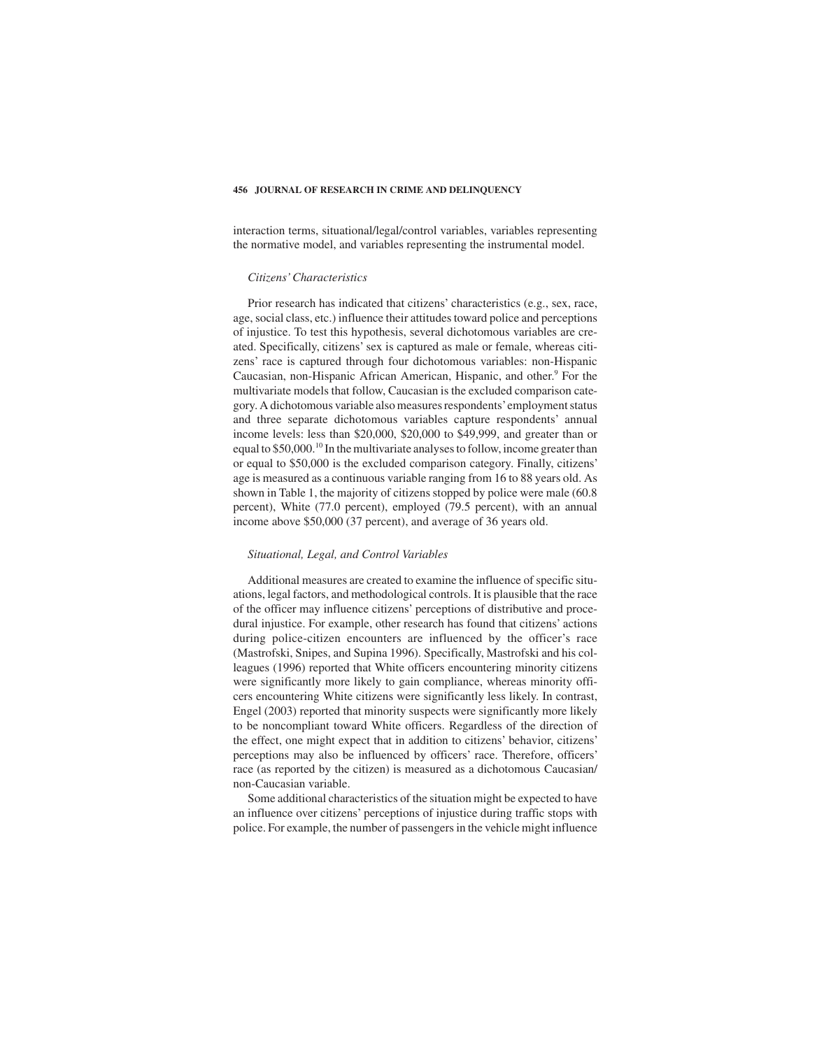interaction terms, situational/legal/control variables, variables representing the normative model, and variables representing the instrumental model.

### *Citizens' Characteristics*

Prior research has indicated that citizens' characteristics (e.g., sex, race, age, social class, etc.) influence their attitudes toward police and perceptions of injustice. To test this hypothesis, several dichotomous variables are created. Specifically, citizens' sex is captured as male or female, whereas citizens' race is captured through four dichotomous variables: non-Hispanic Caucasian, non-Hispanic African American, Hispanic, and other.[9] For the multivariate models that follow, Caucasian is the excluded comparison category. A dichotomous variable also measures respondents' employment status and three separate dichotomous variables capture respondents' annual income levels: less than \$20,000, \$20,000 to \$49,999, and greater than or equal to \$50,000.[10] In the multivariate analyses to follow, income greater than or equal to \$50,000 is the excluded comparison category. Finally, citizens' age is measured as a continuous variable ranging from 16 to 88 years old. As shown in Table 1, the majority of citizens stopped by police were male (60.8 percent), White (77.0 percent), employed (79.5 percent), with an annual income above \$50,000 (37 percent), and average of 36 years old.

### *Situational, Legal, and Control Variables*

Additional measures are created to examine the influence of specific situations, legal factors, and methodological controls. It is plausible that the race of the officer may influence citizens' perceptions of distributive and procedural injustice. For example, other research has found that citizens' actions during police-citizen encounters are influenced by the officer's race (Mastrofski, Snipes, and Supina 1996). Specifically, Mastrofski and his colleagues (1996) reported that White officers encountering minority citizens were significantly more likely to gain compliance, whereas minority officers encountering White citizens were significantly less likely. In contrast, Engel (2003) reported that minority suspects were significantly more likely to be noncompliant toward White officers. Regardless of the direction of the effect, one might expect that in addition to citizens' behavior, citizens' perceptions may also be influenced by officers' race. Therefore, officers' race (as reported by the citizen) is measured as a dichotomous Caucasian/non-Caucasian variable.

Some additional characteristics of the situation might be expected to have an influence over citizens' perceptions of injustice during traffic stops with police. For example, the number of passengers in the vehicle might influence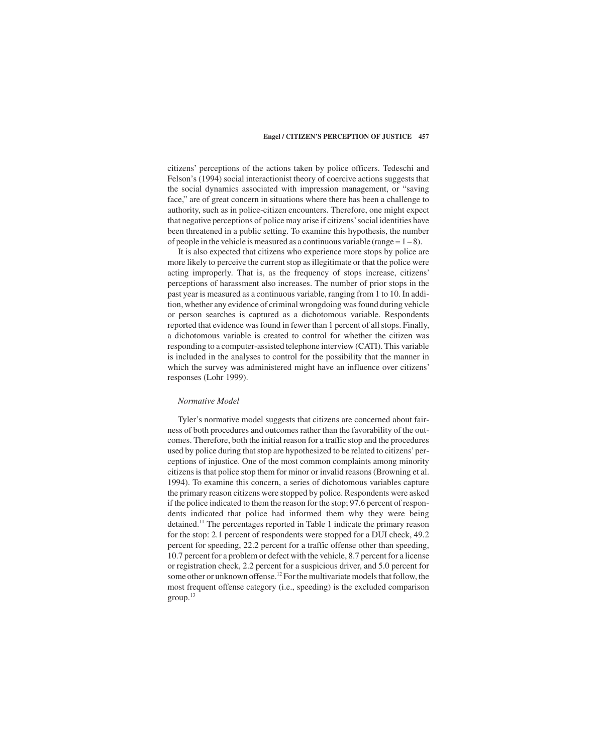citizens' perceptions of the actions taken by police officers. Tedeschi and Felson's (1994) social interactionist theory of coercive actions suggests that the social dynamics associated with impression management, or "saving face," are of great concern in situations where there has been a challenge to authority, such as in police-citizen encounters. Therefore, one might expect that negative perceptions of police may arise if citizens' social identities have been threatened in a public setting. To examine this hypothesis, the number of people in the vehicle is measured as a continuous variable (range = 1 – 8).

It is also expected that citizens who experience more stops by police are more likely to perceive the current stop as illegitimate or that the police were acting improperly. That is, as the frequency of stops increase, citizens' perceptions of harassment also increases. The number of prior stops in the past year is measured as a continuous variable, ranging from 1 to 10. In addition, whether any evidence of criminal wrongdoing was found during vehicle or person searches is captured as a dichotomous variable. Respondents reported that evidence was found in fewer than 1 percent of all stops. Finally, a dichotomous variable is created to control for whether the citizen was responding to a computer-assisted telephone interview (CATI). This variable is included in the analyses to control for the possibility that the manner in which the survey was administered might have an influence over citizens' responses (Lohr 1999).

### *Normative Model*

Tyler's normative model suggests that citizens are concerned about fairness of both procedures and outcomes rather than the favorability of the outcomes. Therefore, both the initial reason for a traffic stop and the procedures used by police during that stop are hypothesized to be related to citizens' perceptions of injustice. One of the most common complaints among minority citizens is that police stop them for minor or invalid reasons (Browning et al. 1994). To examine this concern, a series of dichotomous variables capture the primary reason citizens were stopped by police. Respondents were asked if the police indicated to them the reason for the stop; 97.6 percent of respondents indicated that police had informed them why they were being detained.[11] The percentages reported in Table 1 indicate the primary reason for the stop: 2.1 percent of respondents were stopped for a DUI check, 49.2 percent for speeding, 22.2 percent for a traffic offense other than speeding, 10.7 percent for a problem or defect with the vehicle, 8.7 percent for a license or registration check, 2.2 percent for a suspicious driver, and 5.0 percent for some other or unknown offense.[12] For the multivariate models that follow, the most frequent offense category (i.e., speeding) is the excluded comparison group.[13]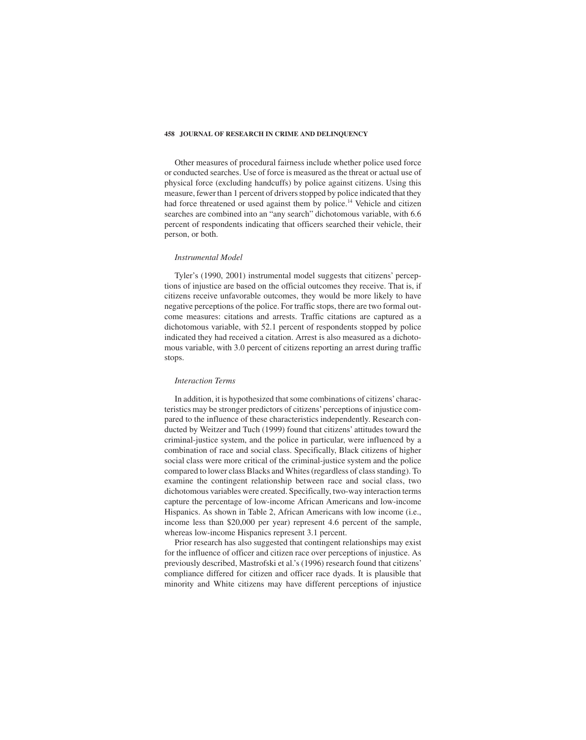Other measures of procedural fairness include whether police used force or conducted searches. Use of force is measured as the threat or actual use of physical force (excluding handcuffs) by police against citizens. Using this measure, fewer than 1 percent of drivers stopped by police indicated that they had force threatened or used against them by police.[14] Vehicle and citizen searches are combined into an "any search" dichotomous variable, with 6.6 percent of respondents indicating that officers searched their vehicle, their person, or both.

### *Instrumental Model*

Tyler's (1990, 2001) instrumental model suggests that citizens' perceptions of injustice are based on the official outcomes they receive. That is, if citizens receive unfavorable outcomes, they would be more likely to have negative perceptions of the police. For traffic stops, there are two formal outcome measures: citations and arrests. Traffic citations are captured as a dichotomous variable, with 52.1 percent of respondents stopped by police indicated they had received a citation. Arrest is also measured as a dichotomous variable, with 3.0 percent of citizens reporting an arrest during traffic stops.

### *Interaction Terms*

In addition, it is hypothesized that some combinations of citizens' characteristics may be stronger predictors of citizens' perceptions of injustice compared to the influence of these characteristics independently. Research conducted by Weitzer and Tuch (1999) found that citizens' attitudes toward the criminal-justice system, and the police in particular, were influenced by a combination of race and social class. Specifically, Black citizens of higher social class were more critical of the criminal-justice system and the police compared to lower class Blacks and Whites (regardless of class standing). To examine the contingent relationship between race and social class, two dichotomous variables were created. Specifically, two-way interaction terms capture the percentage of low-income African Americans and low-income Hispanics. As shown in Table 2, African Americans with low income (i.e., income less than $20,000 per year) represent 4.6 percent of the sample, whereas low-income Hispanics represent 3.1 percent.

Prior research has also suggested that contingent relationships may exist for the influence of officer and citizen race over perceptions of injustice. As previously described, Mastrofski et al.'s (1996) research found that citizens' compliance differed for citizen and officer race dyads. It is plausible that minority and White citizens may have different perceptions of injustice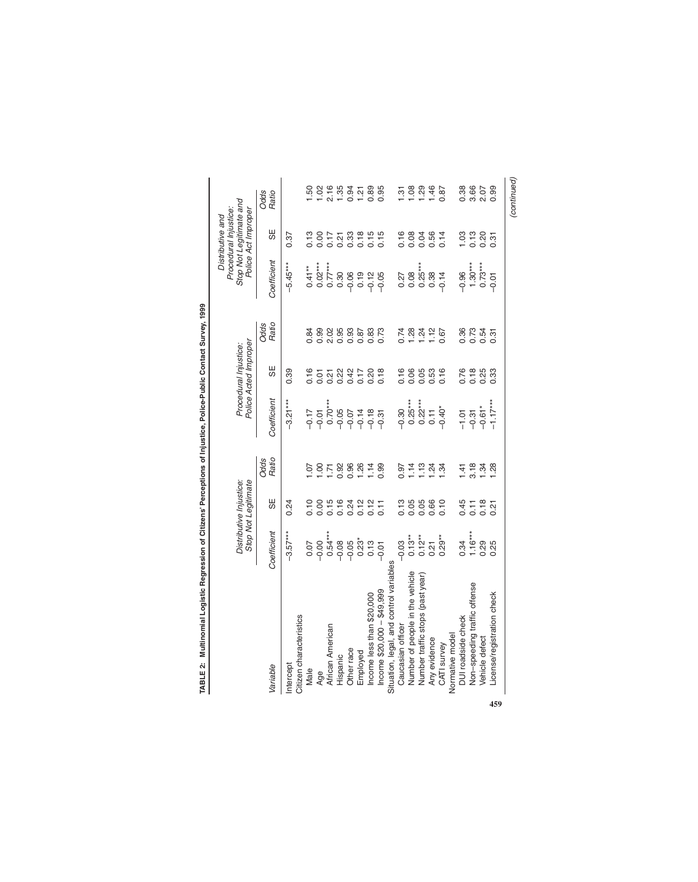**TABLE 2: Multinomial Logistic Regression of Citizens' Perceptions of Injustice, Police-Public Contact Survey, 1999**

| Variable | Distributive Injustice: Stop Not Legitimate | | | Procedural Injustice: Police Acted Improper | | | Distributive and Procedural Injustice: Stop Not Legitimate and Police Act Improper | | |
|---|---|---|---|---|---|---|---|---|---|
| | *Coefficient* | SE | *Odds Ratio* | *Coefficient* | SE | *Odds Ratio* | *Coefficient* | SE | *Odds Ratio* |
| Intercept | −3.57*** | 0.24 | | −3.21*** | 0.39 | | −5.45*** | 0.37 | |
| Citizen characteristics | | | | | | | | | |
| Male | 0.07 | 0.10 | 1.07 | −0.17 | 0.16 | 0.84 | 0.41** | 0.13 | 1.50 |
| Age | −0.00 | 0.00 | 1.00 | −0.01 | 0.01 | 0.99 | 0.02*** | 0.00 | 1.02 |
| African American | 0.54*** | 0.15 | 1.71 | 0.70*** | 0.21 | 2.02 | 0.77*** | 0.17 | 2.16 |
| Hispanic | −0.08 | 0.16 | 0.92 | −0.05 | 0.22 | 0.95 | 0.30 | 0.21 | 1.35 |
| Other race | −0.05 | 0.24 | 0.96 | −0.07 | 0.42 | 0.93 | −0.06 | 0.33 | 0.94 |
| Employed | 0.23* | 0.12 | 1.26 | −0.14 | 0.17 | 0.87 | 0.19 | 0.18 | 1.21 |
| Income less than $20,000 | 0.13 | 0.12 | 1.14 | −0.18 | 0.20 | 0.83 | −0.12 | 0.15 | 0.89 |
| Income $20,000 – $49,999 | −0.01 | 0.11 | 0.99 | −0.31 | 0.18 | 0.73 | −0.05 | 0.15 | 0.95 |
| Situation, legal, and control variables | | | | | | | | | |
| Caucasian officer | −0.03 | 0.13 | 0.97 | −0.30 | 0.16 | 0.74 | 0.27 | 0.16 | 1.31 |
| Number of people in the vehicle | 0.13** | 0.05 | 1.14 | 0.25*** | 0.06 | 1.28 | 0.08 | 0.08 | 1.08 |
| Number traffic stops (past year) | 0.12** | 0.05 | 1.13 | 0.22*** | 0.05 | 1.24 | 0.25*** | 0.04 | 1.29 |
| Any evidence | 0.21 | 0.66 | 1.24 | 0.11 | 0.53 | 1.12 | 0.38 | 0.56 | 1.46 |
| CATI survey | 0.29** | 0.10 | 1.34 | −0.40* | 0.16 | 0.67 | −0.14 | 0.14 | 0.87 |
| Normative model | | | | | | | | | |
| DUI roadside check | 0.34 | 0.45 | 1.41 | −1.01 | 0.76 | 0.36 | −0.96 | 1.03 | 0.38 |
| Non–speeding traffic offense | 1.16*** | 0.11 | 3.18 | −0.31 | 0.18 | 0.73 | 1.30*** | 0.13 | 3.66 |
| Vehicle defect | 0.29 | 0.18 | 1.34 | −0.61* | 0.25 | 0.54 | 0.73*** | 0.20 | 2.07 |
| License/registration check | 0.25 | 0.21 | 1.28 | −1.17*** | 0.33 | 0.31 | −0.01 | 0.31 | 0.99 |

*(continued)*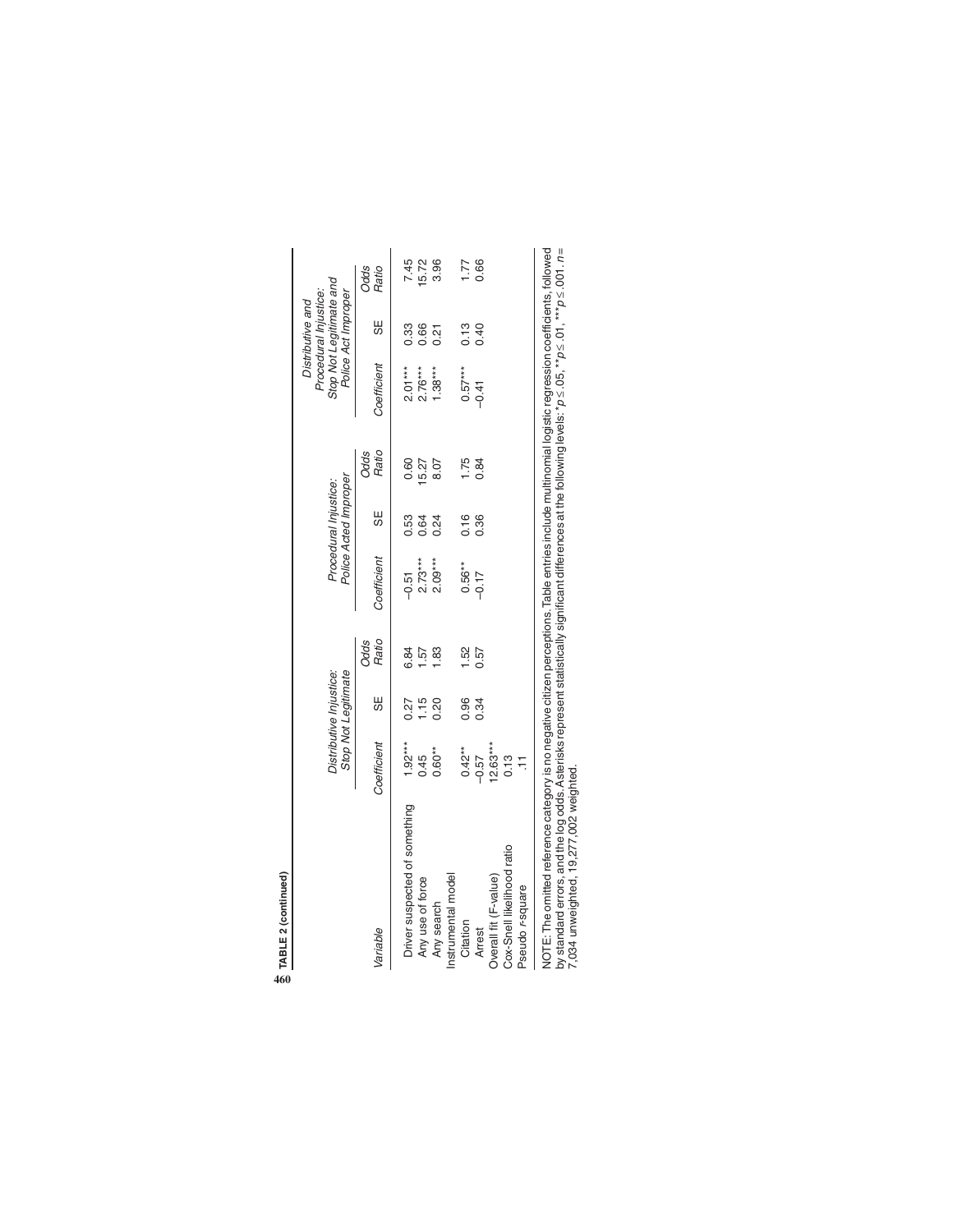**TABLE 2 (continued)**

| Variable | Distributive Injustice: Stop Not Legitimate | | | Procedural Injustice: Police Acted Improper | | | Distributive and Procedural Injustice: Stop Not Legitimate and Police Act Improper | | |
|---|---|---|---|---|---|---|---|---|---|
| | Coefficient | SE | Odds Ratio | Coefficient | SE | Odds Ratio | Coefficient | SE | Odds Ratio |
| Driver suspected of something | 1.92*** | 0.27 | 6.84 | −0.51 | 0.53 | 0.60 | 2.01*** | 0.33 | 7.45 |
| Any use of force | 0.45 | 1.15 | 1.57 | 2.73*** | 0.64 | 15.27 | 2.76*** | 0.66 | 15.72 |
| Any search | 0.60** | 0.20 | 1.83 | 2.09*** | 0.24 | 8.07 | 1.38*** | 0.21 | 3.96 |
| Instrumental model | | | | | | | | | |
| Citation | 0.42** | 0.96 | 1.52 | 0.56** | 0.16 | 1.75 | 0.57*** | 0.13 | 1.77 |
| Arrest | −0.57 | 0.34 | 0.57 | −0.17 | 0.36 | 0.84 | −0.41 | 0.40 | 0.66 |
| Overall fit (F-value) | 12.63*** | | | | | | | | |
| Cox-Snell likelihood ratio | 0.13 | | | | | | | | |
| Pseudo r-square | .11 | | | | | | | | |

NOTE: The omitted reference category is no negative citizen perceptions. Table entries include multinomial logistic regression coefficients, followed by standard errors, and the log odds. Asterisks represent statistically significant differences at the following levels: *$p \leq .05$, **$p \leq .01$, ***$p \leq .001$. $n$ = 7,034 unweighted, 19,277,002 weighted.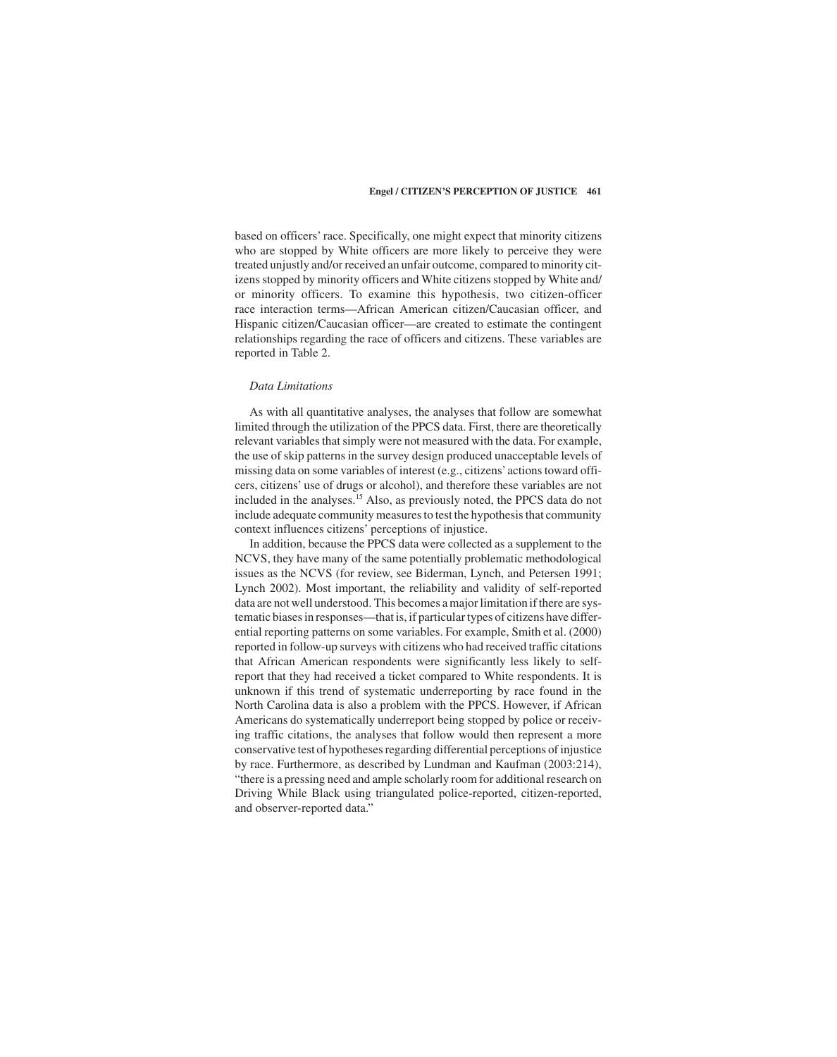based on officers' race. Specifically, one might expect that minority citizens who are stopped by White officers are more likely to perceive they were treated unjustly and/or received an unfair outcome, compared to minority citizens stopped by minority officers and White citizens stopped by White and/or minority officers. To examine this hypothesis, two citizen-officer race interaction terms—African American citizen/Caucasian officer, and Hispanic citizen/Caucasian officer—are created to estimate the contingent relationships regarding the race of officers and citizens. These variables are reported in Table 2.

### *Data Limitations*

As with all quantitative analyses, the analyses that follow are somewhat limited through the utilization of the PPCS data. First, there are theoretically relevant variables that simply were not measured with the data. For example, the use of skip patterns in the survey design produced unacceptable levels of missing data on some variables of interest (e.g., citizens' actions toward officers, citizens' use of drugs or alcohol), and therefore these variables are not included in the analyses.[15] Also, as previously noted, the PPCS data do not include adequate community measures to test the hypothesis that community context influences citizens' perceptions of injustice.

In addition, because the PPCS data were collected as a supplement to the NCVS, they have many of the same potentially problematic methodological issues as the NCVS (for review, see Biderman, Lynch, and Petersen 1991; Lynch 2002). Most important, the reliability and validity of self-reported data are not well understood. This becomes a major limitation if there are systematic biases in responses—that is, if particular types of citizens have differential reporting patterns on some variables. For example, Smith et al. (2000) reported in follow-up surveys with citizens who had received traffic citations that African American respondents were significantly less likely to self-report that they had received a ticket compared to White respondents. It is unknown if this trend of systematic underreporting by race found in the North Carolina data is also a problem with the PPCS. However, if African Americans do systematically underreport being stopped by police or receiving traffic citations, the analyses that follow would then represent a more conservative test of hypotheses regarding differential perceptions of injustice by race. Furthermore, as described by Lundman and Kaufman (2003:214), "there is a pressing need and ample scholarly room for additional research on Driving While Black using triangulated police-reported, citizen-reported, and observer-reported data."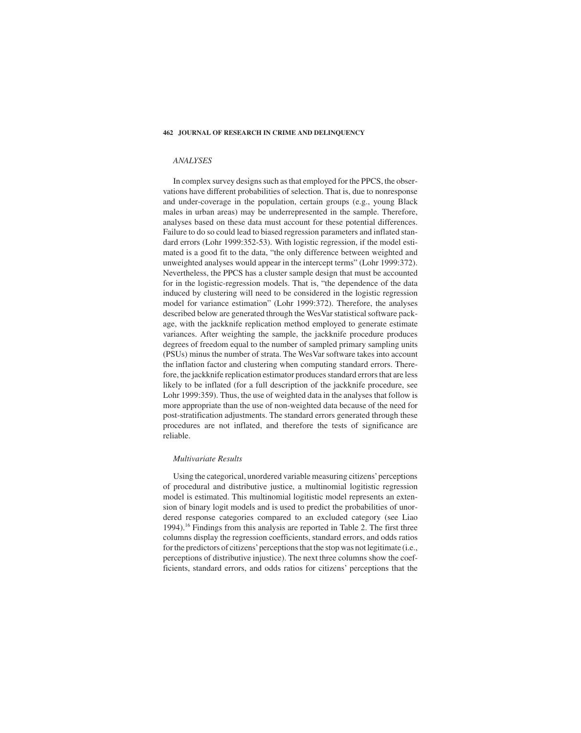*ANALYSES*

In complex survey designs such as that employed for the PPCS, the observations have different probabilities of selection. That is, due to nonresponse and under-coverage in the population, certain groups (e.g., young Black males in urban areas) may be underrepresented in the sample. Therefore, analyses based on these data must account for these potential differences. Failure to do so could lead to biased regression parameters and inflated standard errors (Lohr 1999:352-53). With logistic regression, if the model estimated is a good fit to the data, "the only difference between weighted and unweighted analyses would appear in the intercept terms" (Lohr 1999:372). Nevertheless, the PPCS has a cluster sample design that must be accounted for in the logistic-regression models. That is, "the dependence of the data induced by clustering will need to be considered in the logistic regression model for variance estimation" (Lohr 1999:372). Therefore, the analyses described below are generated through the WesVar statistical software package, with the jackknife replication method employed to generate estimate variances. After weighting the sample, the jackknife procedure produces degrees of freedom equal to the number of sampled primary sampling units (PSUs) minus the number of strata. The WesVar software takes into account the inflation factor and clustering when computing standard errors. Therefore, the jackknife replication estimator produces standard errors that are less likely to be inflated (for a full description of the jackknife procedure, see Lohr 1999:359). Thus, the use of weighted data in the analyses that follow is more appropriate than the use of non-weighted data because of the need for post-stratification adjustments. The standard errors generated through these procedures are not inflated, and therefore the tests of significance are reliable.

*Multivariate Results*

Using the categorical, unordered variable measuring citizens' perceptions of procedural and distributive justice, a multinomial logitistic regression model is estimated. This multinomial logitistic model represents an extension of binary logit models and is used to predict the probabilities of unordered response categories compared to an excluded category (see Liao 1994).[16] Findings from this analysis are reported in Table 2. The first three columns display the regression coefficients, standard errors, and odds ratios for the predictors of citizens' perceptions that the stop was not legitimate (i.e., perceptions of distributive injustice). The next three columns show the coefficients, standard errors, and odds ratios for citizens' perceptions that the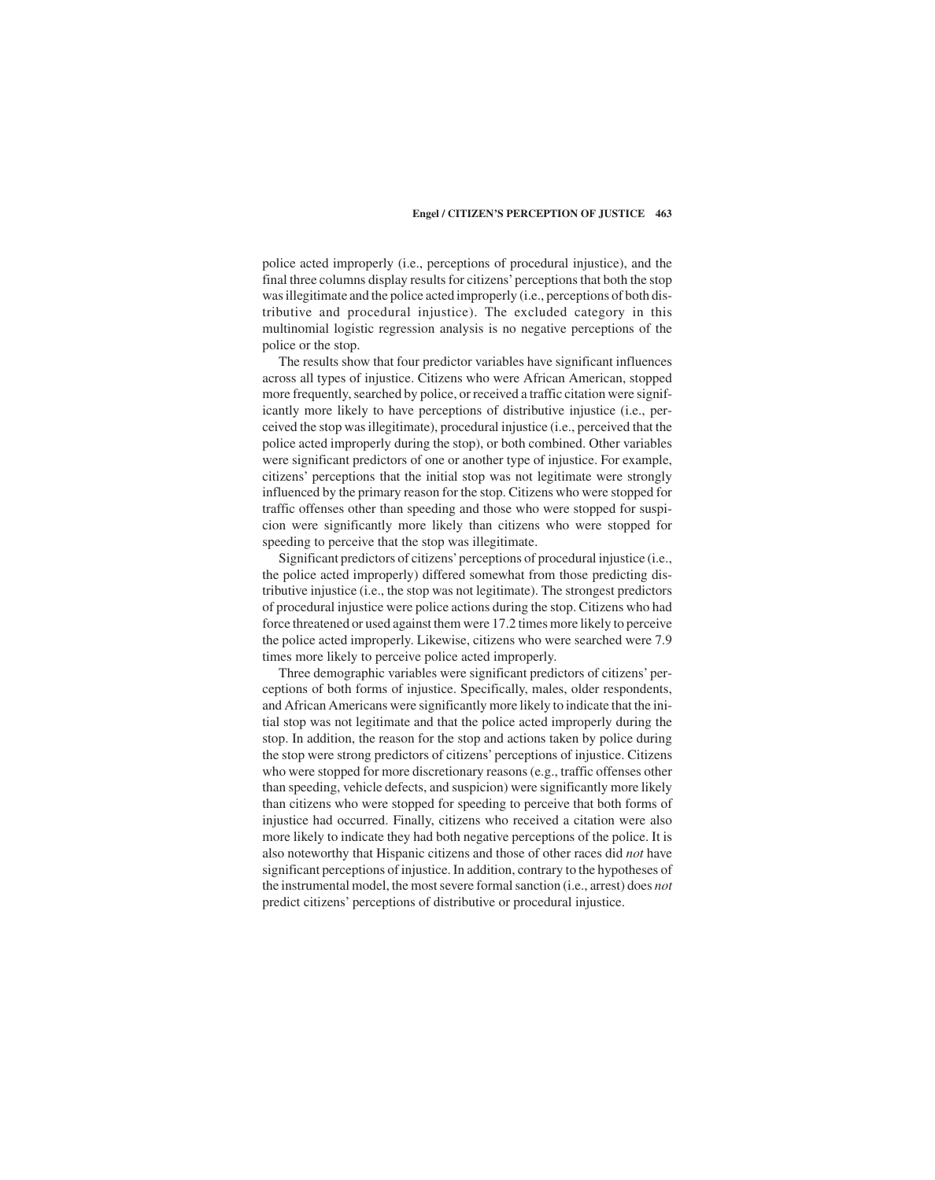police acted improperly (i.e., perceptions of procedural injustice), and the final three columns display results for citizens' perceptions that both the stop was illegitimate and the police acted improperly (i.e., perceptions of both distributive and procedural injustice). The excluded category in this multinomial logistic regression analysis is no negative perceptions of the police or the stop.

The results show that four predictor variables have significant influences across all types of injustice. Citizens who were African American, stopped more frequently, searched by police, or received a traffic citation were significantly more likely to have perceptions of distributive injustice (i.e., perceived the stop was illegitimate), procedural injustice (i.e., perceived that the police acted improperly during the stop), or both combined. Other variables were significant predictors of one or another type of injustice. For example, citizens' perceptions that the initial stop was not legitimate were strongly influenced by the primary reason for the stop. Citizens who were stopped for traffic offenses other than speeding and those who were stopped for suspicion were significantly more likely than citizens who were stopped for speeding to perceive that the stop was illegitimate.

Significant predictors of citizens' perceptions of procedural injustice (i.e., the police acted improperly) differed somewhat from those predicting distributive injustice (i.e., the stop was not legitimate). The strongest predictors of procedural injustice were police actions during the stop. Citizens who had force threatened or used against them were 17.2 times more likely to perceive the police acted improperly. Likewise, citizens who were searched were 7.9 times more likely to perceive police acted improperly.

Three demographic variables were significant predictors of citizens' perceptions of both forms of injustice. Specifically, males, older respondents, and African Americans were significantly more likely to indicate that the initial stop was not legitimate and that the police acted improperly during the stop. In addition, the reason for the stop and actions taken by police during the stop were strong predictors of citizens' perceptions of injustice. Citizens who were stopped for more discretionary reasons (e.g., traffic offenses other than speeding, vehicle defects, and suspicion) were significantly more likely than citizens who were stopped for speeding to perceive that both forms of injustice had occurred. Finally, citizens who received a citation were also more likely to indicate they had both negative perceptions of the police. It is also noteworthy that Hispanic citizens and those of other races did *not* have significant perceptions of injustice. In addition, contrary to the hypotheses of the instrumental model, the most severe formal sanction (i.e., arrest) does *not* predict citizens' perceptions of distributive or procedural injustice.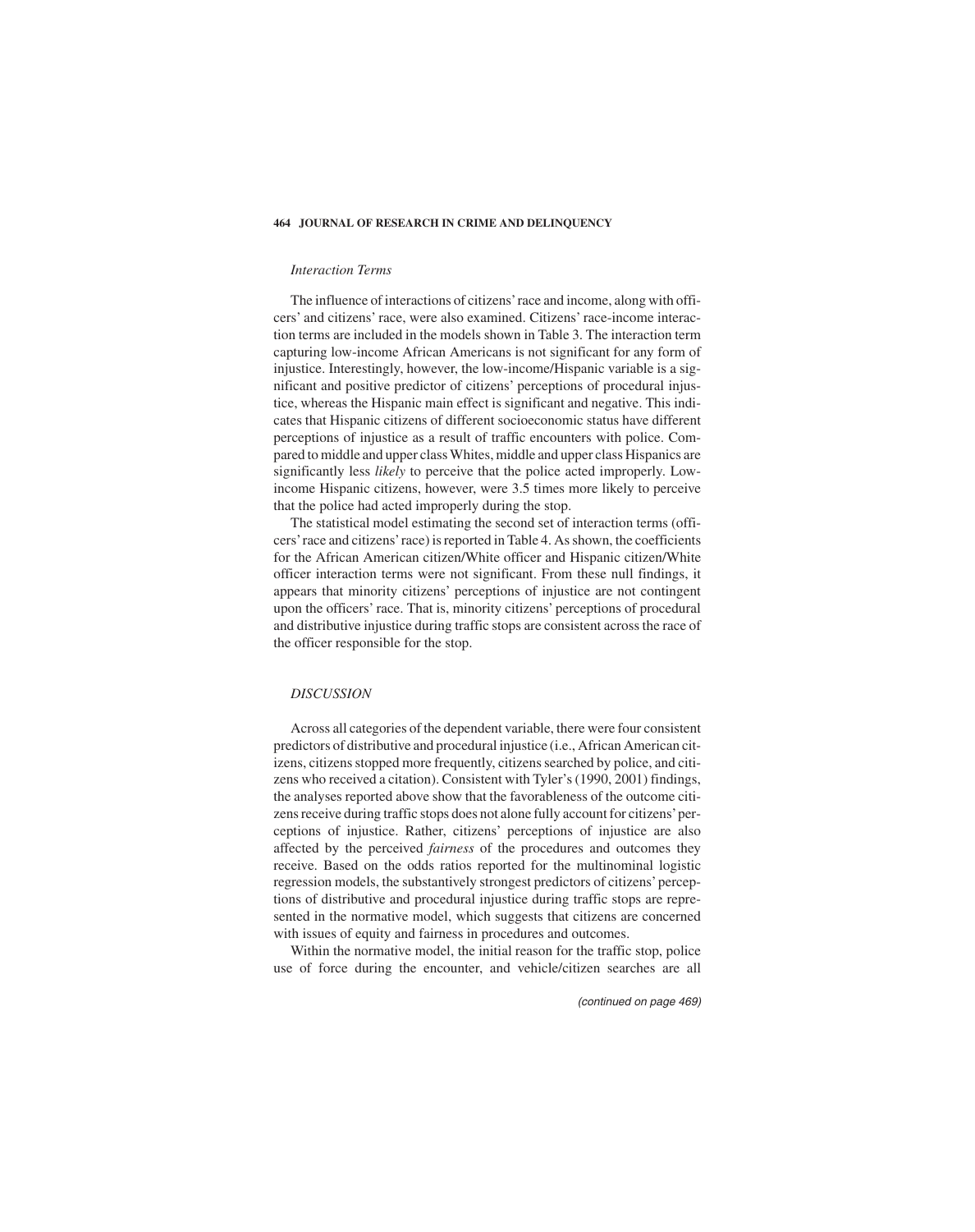### *Interaction Terms*

The influence of interactions of citizens' race and income, along with officers' and citizens' race, were also examined. Citizens' race-income interaction terms are included in the models shown in Table 3. The interaction term capturing low-income African Americans is not significant for any form of injustice. Interestingly, however, the low-income/Hispanic variable is a significant and positive predictor of citizens' perceptions of procedural injustice, whereas the Hispanic main effect is significant and negative. This indicates that Hispanic citizens of different socioeconomic status have different perceptions of injustice as a result of traffic encounters with police. Compared to middle and upper class Whites, middle and upper class Hispanics are significantly less *likely* to perceive that the police acted improperly. Low-income Hispanic citizens, however, were 3.5 times more likely to perceive that the police had acted improperly during the stop.

The statistical model estimating the second set of interaction terms (officers' race and citizens' race) is reported in Table 4. As shown, the coefficients for the African American citizen/White officer and Hispanic citizen/White officer interaction terms were not significant. From these null findings, it appears that minority citizens' perceptions of injustice are not contingent upon the officers' race. That is, minority citizens' perceptions of procedural and distributive injustice during traffic stops are consistent across the race of the officer responsible for the stop.

## *DISCUSSION*

Across all categories of the dependent variable, there were four consistent predictors of distributive and procedural injustice (i.e., African American citizens, citizens stopped more frequently, citizens searched by police, and citizens who received a citation). Consistent with Tyler's (1990, 2001) findings, the analyses reported above show that the favorableness of the outcome citizens receive during traffic stops does not alone fully account for citizens' perceptions of injustice. Rather, citizens' perceptions of injustice are also affected by the perceived *fairness* of the procedures and outcomes they receive. Based on the odds ratios reported for the multinominal logistic regression models, the substantively strongest predictors of citizens' perceptions of distributive and procedural injustice during traffic stops are represented in the normative model, which suggests that citizens are concerned with issues of equity and fairness in procedures and outcomes.

Within the normative model, the initial reason for the traffic stop, police use of force during the encounter, and vehicle/citizen searches are all

*(continued on page 469)*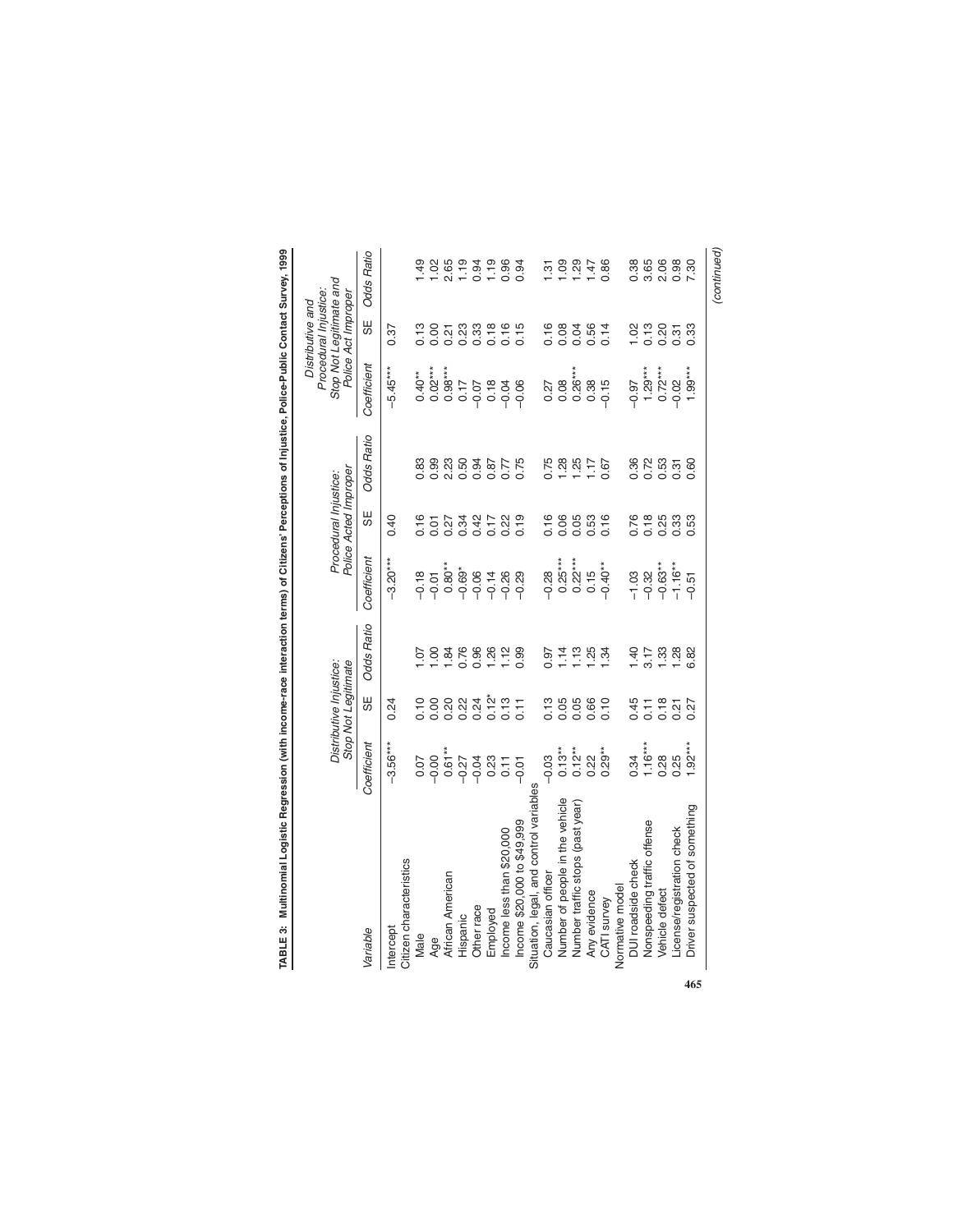**TABLE 3: Multinomial Logistic Regression (with income-race interaction terms) of Citizens' Perceptions of Injustice, Police-Public Contact Survey, 1999**

| Variable | Distributive Injustice: Stop Not Legitimate | | | Procedural Injustice: Police Acted Improper | | | Distributive and Procedural Injustice: Stop Not Legitimate and Police Act Improper | | |
|---|---|---|---|---|---|---|---|---|---|
| | *Coefficient* | *SE* | *Odds Ratio* | *Coefficient* | *SE* | *Odds Ratio* | *Coefficient* | *SE* | *Odds Ratio* |
| Intercept | −3.56*** | 0.24 | | −3.20*** | 0.40 | | −5.45*** | 0.37 | |
| Citizen characteristics | | | | | | | | | |
| Male | 0.07 | 0.10 | 1.07 | −0.18 | 0.16 | 0.83 | 0.40** | 0.13 | 1.49 |
| Age | −0.00 | 0.00 | 1.00 | −0.01 | 0.01 | 0.99 | 0.02*** | 0.00 | 1.02 |
| African American | 0.61** | 0.20 | 1.84 | 0.80** | 0.27 | 2.23 | 0.98*** | 0.21 | 2.65 |
| Hispanic | −0.27 | 0.22 | 0.76 | −0.69* | 0.34 | 0.50 | 0.17 | 0.23 | 1.19 |
| Other race | −0.04 | 0.24 | 0.96 | −0.06 | 0.42 | 0.94 | −0.07 | 0.33 | 0.94 |
| Employed | 0.23 | 0.12* | 1.26 | −0.14 | 0.17 | 0.87 | 0.18 | 0.18 | 1.19 |
| Income less than $20,000 | 0.11 | 0.13 | 1.12 | −0.26 | 0.22 | 0.77 | −0.04 | 0.16 | 0.96 |
| Income $20,000 to $49,999 | −0.01 | 0.11 | 0.99 | −0.29 | 0.19 | 0.75 | −0.06 | 0.15 | 0.94 |
| Situation, legal, and control variables | | | | | | | | | |
| Caucasian officer | −0.03 | 0.13 | 0.97 | −0.28 | 0.16 | 0.75 | 0.27 | 0.16 | 1.31 |
| Number of people in the vehicle | 0.13** | 0.05 | 1.14 | 0.25*** | 0.06 | 1.28 | 0.08 | 0.08 | 1.09 |
| Number traffic stops (past year) | 0.12** | 0.05 | 1.13 | 0.22*** | 0.05 | 1.25 | 0.26*** | 0.04 | 1.29 |
| Any evidence | 0.22 | 0.66 | 1.25 | 0.15 | 0.53 | 1.17 | 0.38 | 0.56 | 1.47 |
| CATI survey | 0.29** | 0.10 | 1.34 | −0.40** | 0.16 | 0.67 | −0.15 | 0.14 | 0.86 |
| Normative model | | | | | | | | | |
| DUI roadside check | 0.34 | 0.45 | 1.40 | −1.03 | 0.76 | 0.36 | −0.97 | 1.02 | 0.38 |
| Nonspeeding traffic offense | 1.16*** | 0.11 | 3.17 | −0.32 | 0.18 | 0.72 | 1.29*** | 0.13 | 3.65 |
| Vehicle defect | 0.28 | 0.18 | 1.33 | −0.63** | 0.25 | 0.53 | 0.72*** | 0.20 | 2.06 |
| License/registration check | 0.25 | 0.21 | 1.28 | −1.16** | 0.33 | 0.31 | −0.02 | 0.31 | 0.98 |
| Driver suspected of something | 1.92*** | 0.27 | 6.82 | −0.51 | 0.53 | 0.60 | 1.99*** | 0.33 | 7.30 |

*(continued)*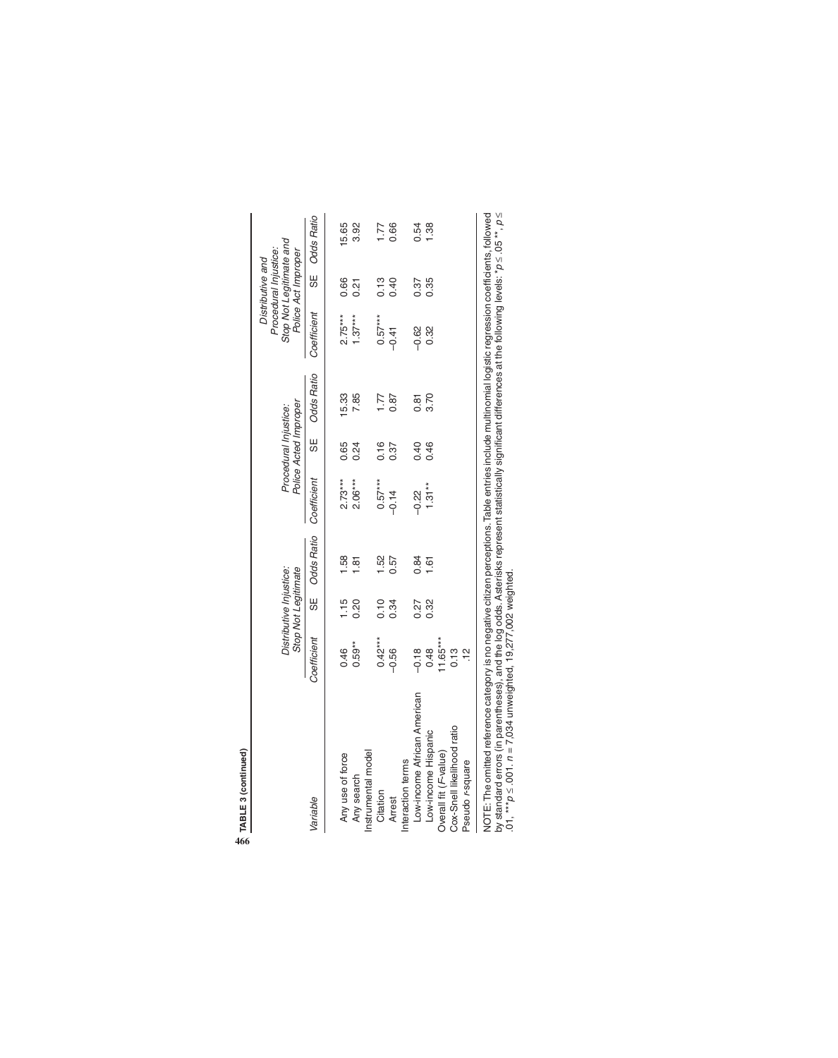**TABLE 3 (continued)**

| Variable | Distributive Injustice: Stop Not Legitimate | | | Procedural Injustice: Police Acted Improper | | | Distributive and Procedural Injustice: Stop Not Legitimate and Police Act Improper | | |
|---|---|---|---|---|---|---|---|---|---|
| | Coefficient | SE | Odds Ratio | Coefficient | SE | Odds Ratio | Coefficient | SE | Odds Ratio |
| Any use of force | 0.46 | 1.15 | 1.58 | 2.73*** | 0.65 | 15.33 | 2.75*** | 0.66 | 15.65 |
| Any search | 0.59** | 0.20 | 1.81 | 2.06*** | 0.24 | 7.85 | 1.37*** | 0.21 | 3.92 |
| Instrumental model | | | | | | | | | |
| Citation | 0.42*** | 0.10 | 1.52 | 0.57*** | 0.16 | 1.77 | 0.57*** | 0.13 | 1.77 |
| Arrest | –0.56 | 0.34 | 0.57 | –0.14 | 0.37 | 0.87 | –0.41 | 0.40 | 0.66 |
| Interaction terms | | | | | | | | | |
| Low-income African American | –0.18 | 0.27 | 0.84 | –0.22 | 0.40 | 0.81 | –0.62 | 0.37 | 0.54 |
| Low-income Hispanic | 0.48 | 0.32 | 1.61 | 1.31** | 0.46 | 3.70 | 0.32 | 0.35 | 1.38 |
| Overall fit (*F*-value) | 11.65*** | | | | | | | | |
| Cox-Snell likelihood ratio | 0.13 | | | | | | | | |
| Pseudo *r*-square | .12 | | | | | | | | |

NOTE: The omitted reference category is no negative citizen perceptions. Table entries include multinomial logistic regression coefficients, followed by standard errors (in parentheses), and the log odds. Asterisks represent statistically significant differences at the following levels: $^{*}p \leq .05$ $^{**}$, $p \leq .01$, $^{***}p \leq .001$. $n$ = 7,034 unweighted, 19,277,002 weighted.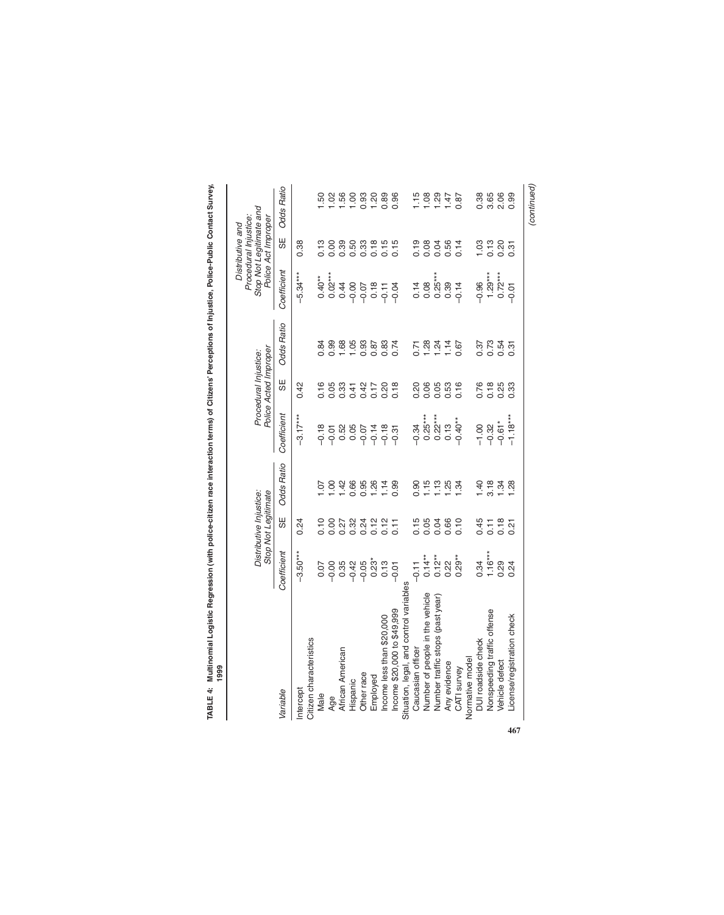**TABLE 4: Multinomial Logistic Regression (with police-citizen race interaction terms) of Citizens' Perceptions of Injustice, Police-Public Contact Survey, 1999**

| Variable | Distributive Injustice: Stop Not Legitimate | | | Procedural Injustice: Police Acted Improper | | | Distributive and Procedural Injustice: Stop Not Legitimate and Police Act Improper | | |
|---|---|---|---|---|---|---|---|---|---|
| | Coefficient | SE | Odds Ratio | Coefficient | SE | Odds Ratio | Coefficient | SE | Odds Ratio |
| Intercept | −3.50*** | 0.24 | | −3.17*** | 0.42 | | −5.34*** | 0.38 | |
| Citizen characteristics | | | | | | | | | |
| Male | 0.07 | 0.10 | 1.07 | −0.18 | 0.16 | 0.84 | 0.40** | 0.13 | 1.50 |
| Age | −0.00 | 0.00 | 1.00 | −0.01 | 0.05 | 0.99 | 0.02*** | 0.00 | 1.02 |
| African American | 0.35 | 0.27 | 1.42 | 0.52 | 0.33 | 1.68 | 0.44 | 0.39 | 1.56 |
| Hispanic | −0.42 | 0.32 | 0.66 | 0.05 | 0.41 | 1.05 | −0.00 | 0.50 | 1.00 |
| Other race | −0.05 | 0.24 | 0.95 | −0.07 | 0.42 | 0.93 | −0.07 | 0.33 | 0.93 |
| Employed | 0.23* | 0.12 | 1.26 | −0.14 | 0.17 | 0.87 | 0.18 | 0.18 | 1.20 |
| Income less than $20,000 | 0.13 | 0.12 | 1.14 | −0.18 | 0.20 | 0.83 | −0.11 | 0.15 | 0.89 |
| Income $20,000 to $49,999 | −0.01 | 0.11 | 0.99 | −0.31 | 0.18 | 0.74 | −0.04 | 0.15 | 0.96 |
| Situation, legal, and control variables | | | | | | | | | |
| Caucasian officer | −0.11 | 0.15 | 0.90 | −0.34 | 0.20 | 0.71 | 0.14 | 0.19 | 1.15 |
| Number of people in the vehicle | 0.14** | 0.05 | 1.15 | 0.25*** | 0.06 | 1.28 | 0.08 | 0.08 | 1.08 |
| Number traffic stops (past year) | 0.12** | 0.04 | 1.13 | 0.22*** | 0.05 | 1.24 | 0.25*** | 0.04 | 1.29 |
| Any evidence | 0.22 | 0.66 | 1.25 | 0.13 | 0.53 | 1.14 | 0.39 | 0.56 | 1.47 |
| CATI survey | 0.29** | 0.10 | 1.34 | −0.40** | 0.16 | 0.67 | −0.14 | 0.14 | 0.87 |
| Normative model | | | | | | | | | |
| DUI roadside check | 0.34 | 0.45 | 1.40 | −1.00 | 0.76 | 0.37 | −0.96 | 1.03 | 0.38 |
| Nonspeeding traffic offense | 1.16*** | 0.11 | 3.18 | −0.32 | 0.18 | 0.73 | 1.29*** | 0.13 | 3.65 |
| Vehicle defect | 0.29 | 0.18 | 1.34 | −0.61* | 0.25 | 0.54 | 0.72*** | 0.20 | 2.06 |
| License/registration check | 0.24 | 0.21 | 1.28 | −1.18*** | 0.33 | 0.31 | −0.01 | 0.31 | 0.99 |

(continued)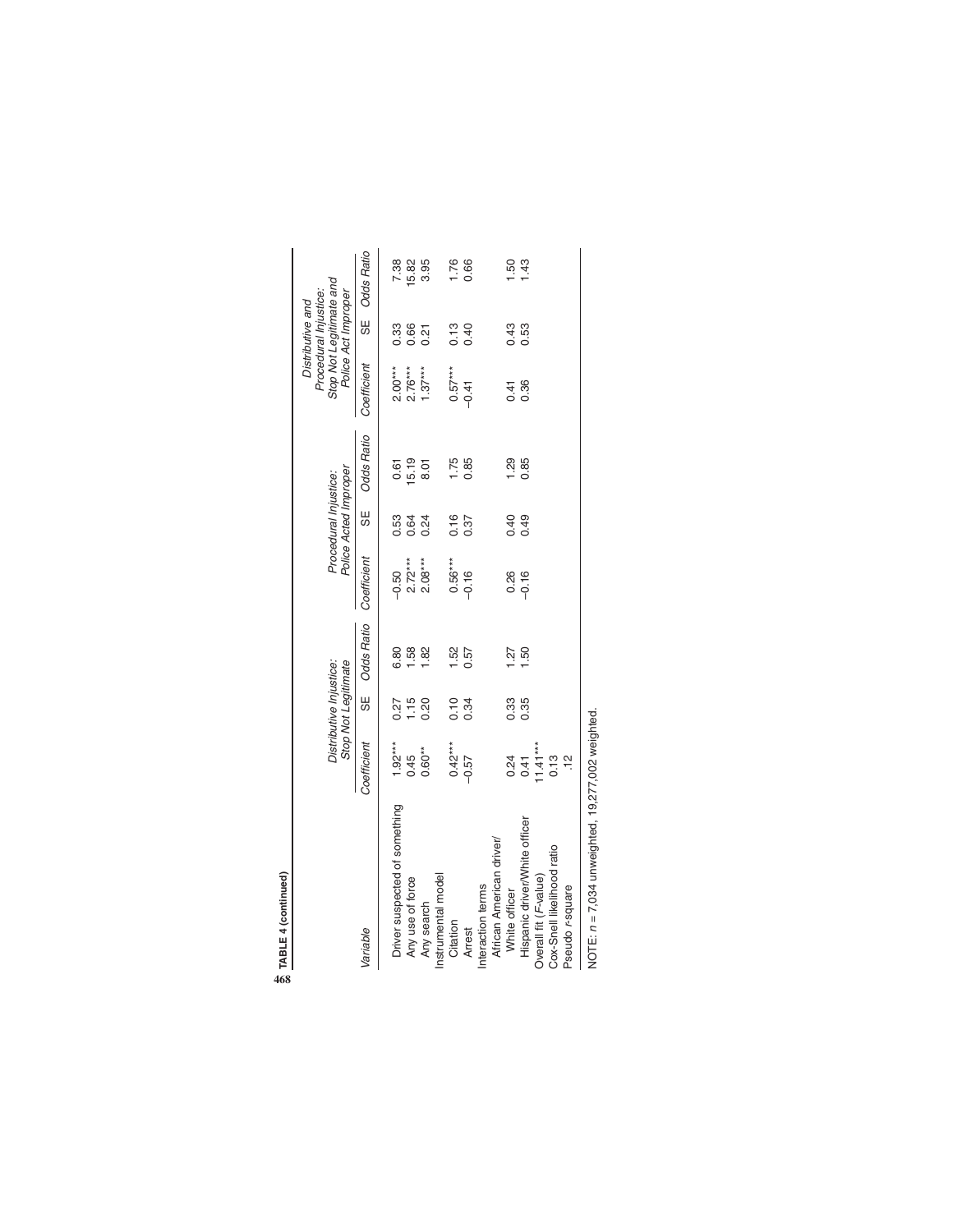TABLE 4 (continued)

| Variable | Distributive Injustice: Stop Not Legitimate | | | Procedural Injustice: Police Acted Improper | | | Distributive and Procedural Injustice: Stop Not Legitimate and Police Act Improper | | |
|---|---|---|---|---|---|---|---|---|---|
| | Coefficient | SE | Odds Ratio | Coefficient | SE | Odds Ratio | Coefficient | SE | Odds Ratio |
| Driver suspected of something | 1.92*** | 0.27 | 6.80 | –0.50 | 0.53 | 0.61 | 2.00*** | 0.33 | 7.38 |
| Any use of force | 0.45 | 1.15 | 1.58 | 2.72*** | 0.64 | 15.19 | 2.76*** | 0.66 | 15.82 |
| Any search | 0.60** | 0.20 | 1.82 | 2.08*** | 0.24 | 8.01 | 1.37*** | 0.21 | 3.95 |
| Instrumental model | | | | | | | | | |
| Citation | 0.42*** | 0.10 | 1.52 | 0.56*** | 0.16 | 1.75 | 0.57*** | 0.13 | 1.76 |
| Arrest | –0.57 | 0.34 | 0.57 | –0.16 | 0.37 | 0.85 | –0.41 | 0.40 | 0.66 |
| Interaction terms | | | | | | | | | |
| African American driver/White officer | 0.24 | 0.33 | 1.27 | 0.26 | 0.40 | 1.29 | 0.41 | 0.43 | 1.50 |
| Hispanic driver/White officer | 0.41 | 0.35 | 1.50 | –0.16 | 0.49 | 0.85 | 0.36 | 0.53 | 1.43 |
| Overall fit (*F*-value) | 11.41*** | | | | | | | | |
| Cox-Snell likelihood ratio | 0.13 | | | | | | | | |
| Pseudo *r*-square | .12 | | | | | | | | |

NOTE: $n$ = 7,034 unweighted, 19,277,002 weighted.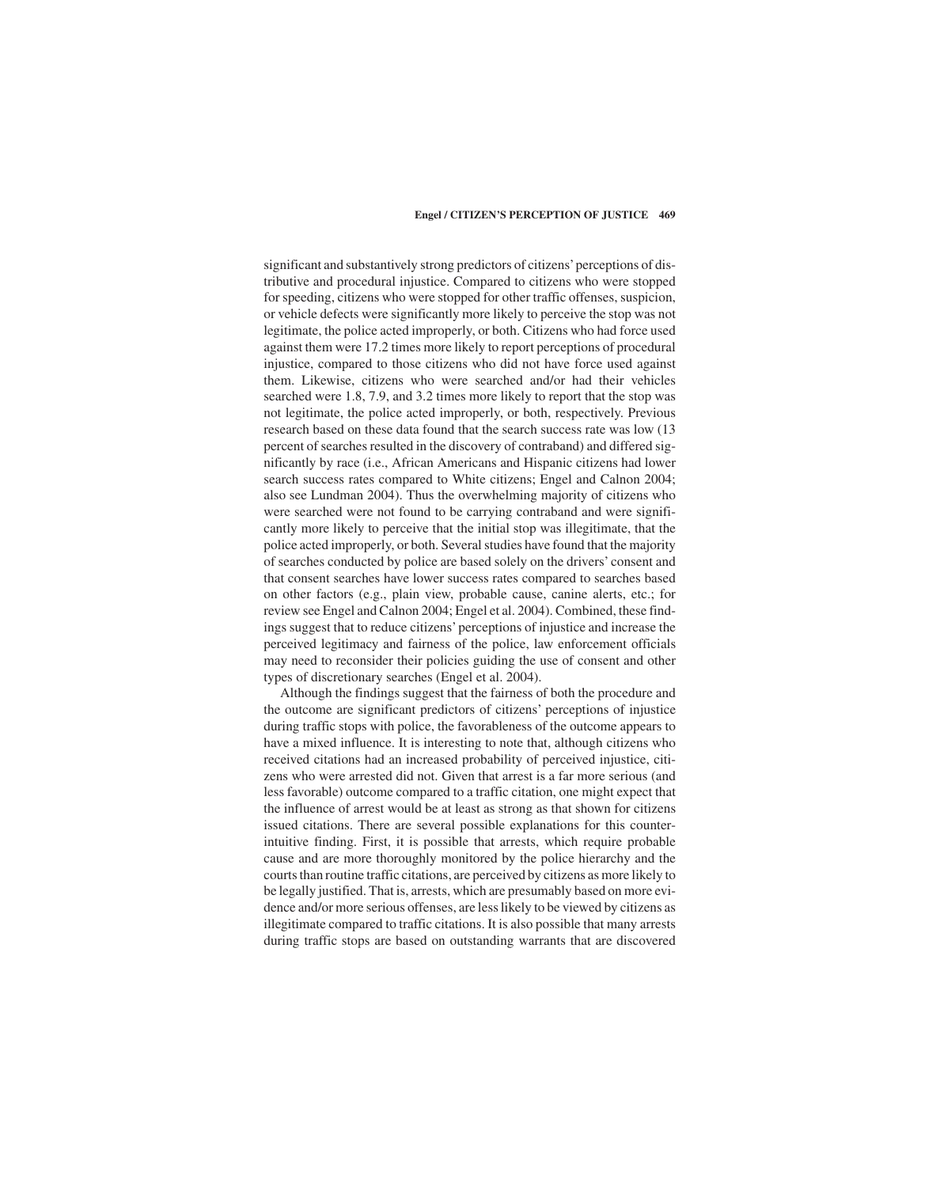significant and substantively strong predictors of citizens' perceptions of distributive and procedural injustice. Compared to citizens who were stopped for speeding, citizens who were stopped for other traffic offenses, suspicion, or vehicle defects were significantly more likely to perceive the stop was not legitimate, the police acted improperly, or both. Citizens who had force used against them were 17.2 times more likely to report perceptions of procedural injustice, compared to those citizens who did not have force used against them. Likewise, citizens who were searched and/or had their vehicles searched were 1.8, 7.9, and 3.2 times more likely to report that the stop was not legitimate, the police acted improperly, or both, respectively. Previous research based on these data found that the search success rate was low (13 percent of searches resulted in the discovery of contraband) and differed significantly by race (i.e., African Americans and Hispanic citizens had lower search success rates compared to White citizens; Engel and Calnon 2004; also see Lundman 2004). Thus the overwhelming majority of citizens who were searched were not found to be carrying contraband and were significantly more likely to perceive that the initial stop was illegitimate, that the police acted improperly, or both. Several studies have found that the majority of searches conducted by police are based solely on the drivers' consent and that consent searches have lower success rates compared to searches based on other factors (e.g., plain view, probable cause, canine alerts, etc.; for review see Engel and Calnon 2004; Engel et al. 2004). Combined, these findings suggest that to reduce citizens' perceptions of injustice and increase the perceived legitimacy and fairness of the police, law enforcement officials may need to reconsider their policies guiding the use of consent and other types of discretionary searches (Engel et al. 2004).

Although the findings suggest that the fairness of both the procedure and the outcome are significant predictors of citizens' perceptions of injustice during traffic stops with police, the favorableness of the outcome appears to have a mixed influence. It is interesting to note that, although citizens who received citations had an increased probability of perceived injustice, citizens who were arrested did not. Given that arrest is a far more serious (and less favorable) outcome compared to a traffic citation, one might expect that the influence of arrest would be at least as strong as that shown for citizens issued citations. There are several possible explanations for this counterintuitive finding. First, it is possible that arrests, which require probable cause and are more thoroughly monitored by the police hierarchy and the courts than routine traffic citations, are perceived by citizens as more likely to be legally justified. That is, arrests, which are presumably based on more evidence and/or more serious offenses, are less likely to be viewed by citizens as illegitimate compared to traffic citations. It is also possible that many arrests during traffic stops are based on outstanding warrants that are discovered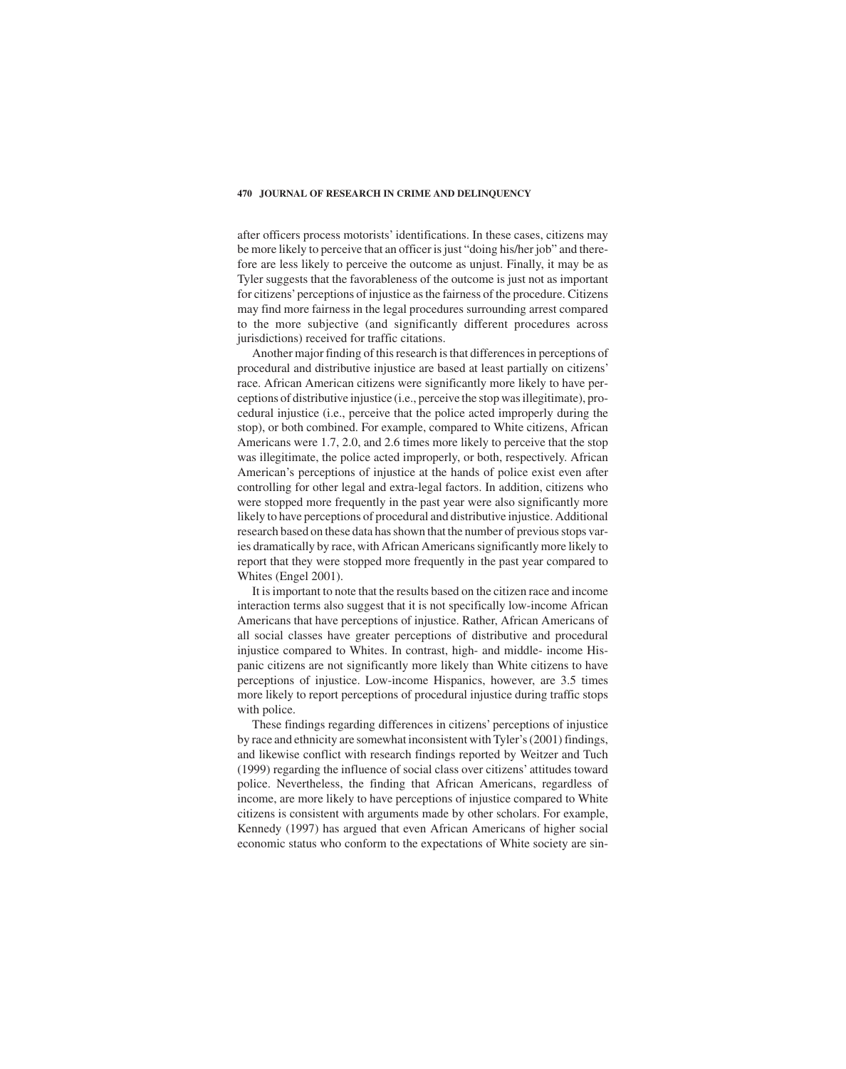after officers process motorists' identifications. In these cases, citizens may be more likely to perceive that an officer is just "doing his/her job" and therefore are less likely to perceive the outcome as unjust. Finally, it may be as Tyler suggests that the favorableness of the outcome is just not as important for citizens' perceptions of injustice as the fairness of the procedure. Citizens may find more fairness in the legal procedures surrounding arrest compared to the more subjective (and significantly different procedures across jurisdictions) received for traffic citations.

Another major finding of this research is that differences in perceptions of procedural and distributive injustice are based at least partially on citizens' race. African American citizens were significantly more likely to have perceptions of distributive injustice (i.e., perceive the stop was illegitimate), procedural injustice (i.e., perceive that the police acted improperly during the stop), or both combined. For example, compared to White citizens, African Americans were 1.7, 2.0, and 2.6 times more likely to perceive that the stop was illegitimate, the police acted improperly, or both, respectively. African American's perceptions of injustice at the hands of police exist even after controlling for other legal and extra-legal factors. In addition, citizens who were stopped more frequently in the past year were also significantly more likely to have perceptions of procedural and distributive injustice. Additional research based on these data has shown that the number of previous stops varies dramatically by race, with African Americans significantly more likely to report that they were stopped more frequently in the past year compared to Whites (Engel 2001).

It is important to note that the results based on the citizen race and income interaction terms also suggest that it is not specifically low-income African Americans that have perceptions of injustice. Rather, African Americans of all social classes have greater perceptions of distributive and procedural injustice compared to Whites. In contrast, high- and middle- income Hispanic citizens are not significantly more likely than White citizens to have perceptions of injustice. Low-income Hispanics, however, are 3.5 times more likely to report perceptions of procedural injustice during traffic stops with police.

These findings regarding differences in citizens' perceptions of injustice by race and ethnicity are somewhat inconsistent with Tyler's (2001) findings, and likewise conflict with research findings reported by Weitzer and Tuch (1999) regarding the influence of social class over citizens' attitudes toward police. Nevertheless, the finding that African Americans, regardless of income, are more likely to have perceptions of injustice compared to White citizens is consistent with arguments made by other scholars. For example, Kennedy (1997) has argued that even African Americans of higher social economic status who conform to the expectations of White society are sin-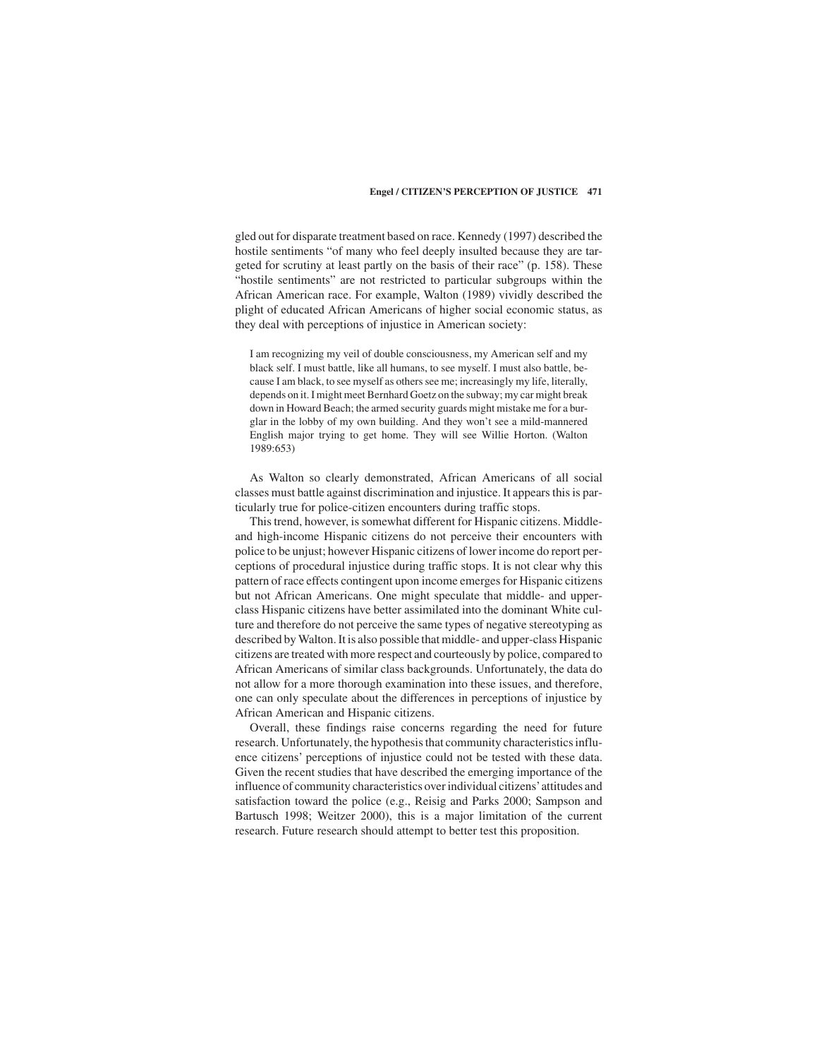gled out for disparate treatment based on race. Kennedy (1997) described the hostile sentiments "of many who feel deeply insulted because they are targeted for scrutiny at least partly on the basis of their race" (p. 158). These "hostile sentiments" are not restricted to particular subgroups within the African American race. For example, Walton (1989) vividly described the plight of educated African Americans of higher social economic status, as they deal with perceptions of injustice in American society:

> I am recognizing my veil of double consciousness, my American self and my black self. I must battle, like all humans, to see myself. I must also battle, because I am black, to see myself as others see me; increasingly my life, literally, depends on it. I might meet Bernhard Goetz on the subway; my car might break down in Howard Beach; the armed security guards might mistake me for a burglar in the lobby of my own building. And they won't see a mild-mannered English major trying to get home. They will see Willie Horton. (Walton 1989:653)

As Walton so clearly demonstrated, African Americans of all social classes must battle against discrimination and injustice. It appears this is particularly true for police-citizen encounters during traffic stops.

This trend, however, is somewhat different for Hispanic citizens. Middle- and high-income Hispanic citizens do not perceive their encounters with police to be unjust; however Hispanic citizens of lower income do report perceptions of procedural injustice during traffic stops. It is not clear why this pattern of race effects contingent upon income emerges for Hispanic citizens but not African Americans. One might speculate that middle- and upper-class Hispanic citizens have better assimilated into the dominant White culture and therefore do not perceive the same types of negative stereotyping as described by Walton. It is also possible that middle- and upper-class Hispanic citizens are treated with more respect and courteously by police, compared to African Americans of similar class backgrounds. Unfortunately, the data do not allow for a more thorough examination into these issues, and therefore, one can only speculate about the differences in perceptions of injustice by African American and Hispanic citizens.

Overall, these findings raise concerns regarding the need for future research. Unfortunately, the hypothesis that community characteristics influence citizens' perceptions of injustice could not be tested with these data. Given the recent studies that have described the emerging importance of the influence of community characteristics over individual citizens' attitudes and satisfaction toward the police (e.g., Reisig and Parks 2000; Sampson and Bartusch 1998; Weitzer 2000), this is a major limitation of the current research. Future research should attempt to better test this proposition.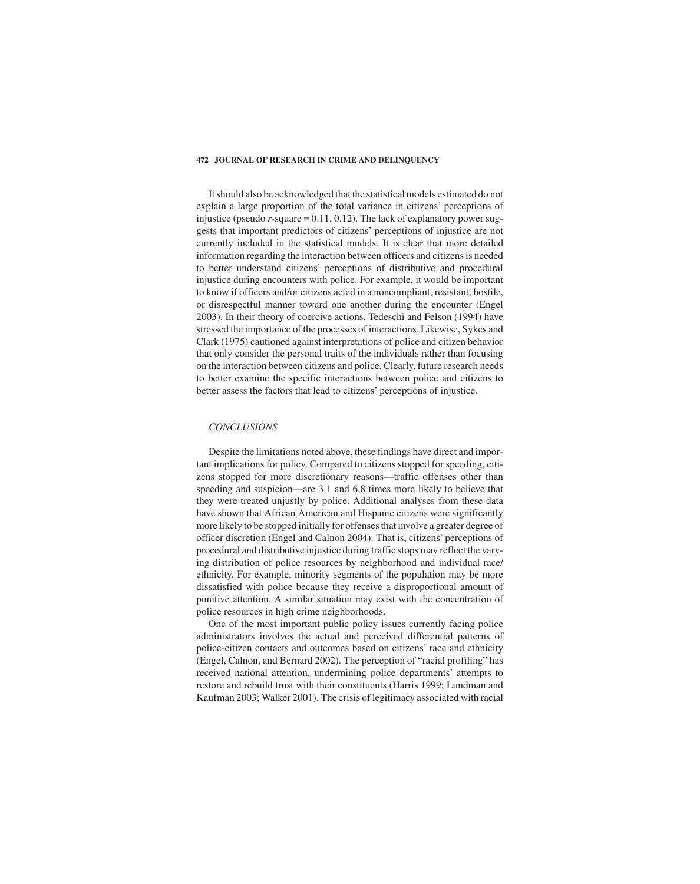It should also be acknowledged that the statistical models estimated do not explain a large proportion of the total variance in citizens' perceptions of injustice (pseudo $r$-square = 0.11, 0.12). The lack of explanatory power suggests that important predictors of citizens' perceptions of injustice are not currently included in the statistical models. It is clear that more detailed information regarding the interaction between officers and citizens is needed to better understand citizens' perceptions of distributive and procedural injustice during encounters with police. For example, it would be important to know if officers and/or citizens acted in a noncompliant, resistant, hostile, or disrespectful manner toward one another during the encounter (Engel 2003). In their theory of coercive actions, Tedeschi and Felson (1994) have stressed the importance of the processes of interactions. Likewise, Sykes and Clark (1975) cautioned against interpretations of police and citizen behavior that only consider the personal traits of the individuals rather than focusing on the interaction between citizens and police. Clearly, future research needs to better examine the specific interactions between police and citizens to better assess the factors that lead to citizens' perceptions of injustice.

## *CONCLUSIONS*

Despite the limitations noted above, these findings have direct and important implications for policy. Compared to citizens stopped for speeding, citizens stopped for more discretionary reasons—traffic offenses other than speeding and suspicion—are 3.1 and 6.8 times more likely to believe that they were treated unjustly by police. Additional analyses from these data have shown that African American and Hispanic citizens were significantly more likely to be stopped initially for offenses that involve a greater degree of officer discretion (Engel and Calnon 2004). That is, citizens' perceptions of procedural and distributive injustice during traffic stops may reflect the varying distribution of police resources by neighborhood and individual race/ethnicity. For example, minority segments of the population may be more dissatisfied with police because they receive a disproportional amount of punitive attention. A similar situation may exist with the concentration of police resources in high crime neighborhoods.

One of the most important public policy issues currently facing police administrators involves the actual and perceived differential patterns of police-citizen contacts and outcomes based on citizens' race and ethnicity (Engel, Calnon, and Bernard 2002). The perception of "racial profiling" has received national attention, undermining police departments' attempts to restore and rebuild trust with their constituents (Harris 1999; Lundman and Kaufman 2003; Walker 2001). The crisis of legitimacy associated with racial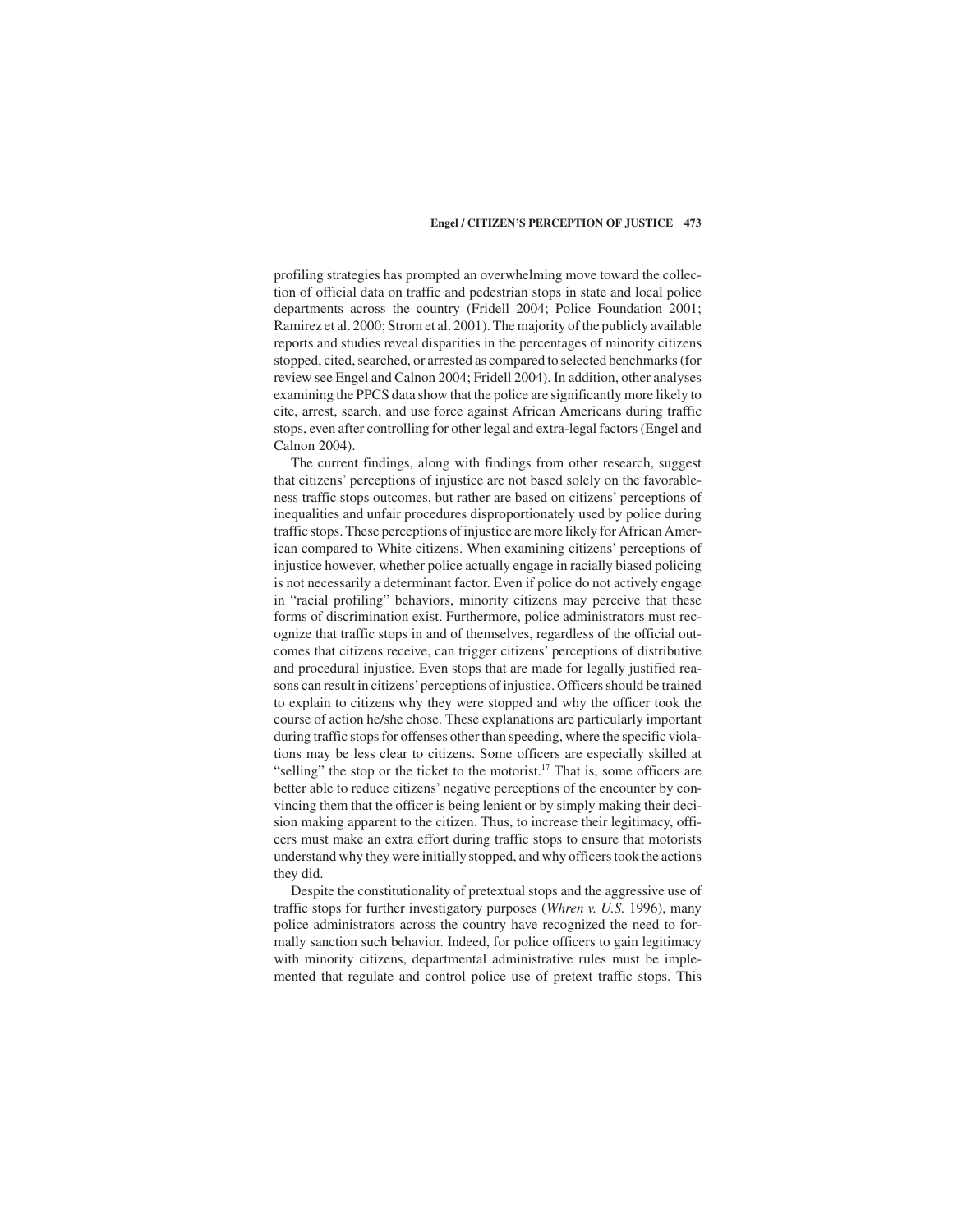profiling strategies has prompted an overwhelming move toward the collection of official data on traffic and pedestrian stops in state and local police departments across the country (Fridell 2004; Police Foundation 2001; Ramirez et al. 2000; Strom et al. 2001). The majority of the publicly available reports and studies reveal disparities in the percentages of minority citizens stopped, cited, searched, or arrested as compared to selected benchmarks (for review see Engel and Calnon 2004; Fridell 2004). In addition, other analyses examining the PPCS data show that the police are significantly more likely to cite, arrest, search, and use force against African Americans during traffic stops, even after controlling for other legal and extra-legal factors (Engel and Calnon 2004).

The current findings, along with findings from other research, suggest that citizens' perceptions of injustice are not based solely on the favorableness traffic stops outcomes, but rather are based on citizens' perceptions of inequalities and unfair procedures disproportionately used by police during traffic stops. These perceptions of injustice are more likely for African American compared to White citizens. When examining citizens' perceptions of injustice however, whether police actually engage in racially biased policing is not necessarily a determinant factor. Even if police do not actively engage in "racial profiling" behaviors, minority citizens may perceive that these forms of discrimination exist. Furthermore, police administrators must recognize that traffic stops in and of themselves, regardless of the official outcomes that citizens receive, can trigger citizens' perceptions of distributive and procedural injustice. Even stops that are made for legally justified reasons can result in citizens' perceptions of injustice. Officers should be trained to explain to citizens why they were stopped and why the officer took the course of action he/she chose. These explanations are particularly important during traffic stops for offenses other than speeding, where the specific violations may be less clear to citizens. Some officers are especially skilled at "selling" the stop or the ticket to the motorist.[17] That is, some officers are better able to reduce citizens' negative perceptions of the encounter by convincing them that the officer is being lenient or by simply making their decision making apparent to the citizen. Thus, to increase their legitimacy, officers must make an extra effort during traffic stops to ensure that motorists understand why they were initially stopped, and why officers took the actions they did.

Despite the constitutionality of pretextual stops and the aggressive use of traffic stops for further investigatory purposes (*Whren v. U.S.* 1996), many police administrators across the country have recognized the need to formally sanction such behavior. Indeed, for police officers to gain legitimacy with minority citizens, departmental administrative rules must be implemented that regulate and control police use of pretext traffic stops. This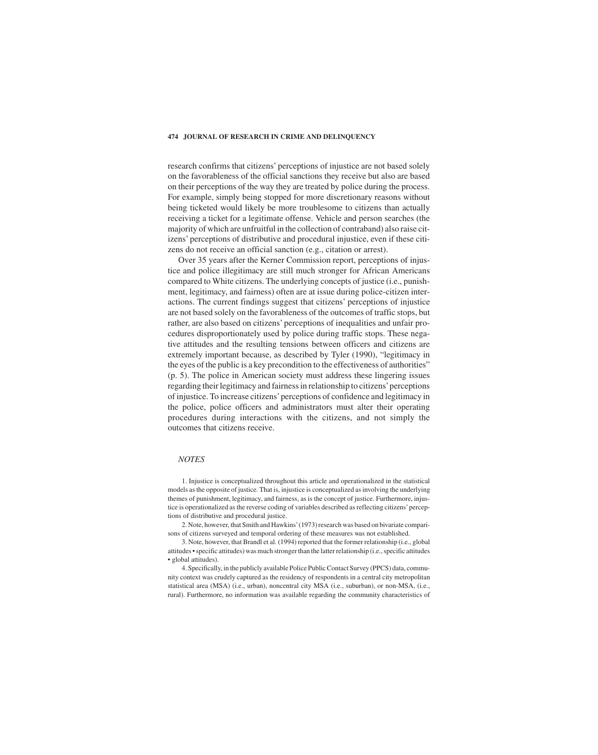research confirms that citizens' perceptions of injustice are not based solely on the favorableness of the official sanctions they receive but also are based on their perceptions of the way they are treated by police during the process. For example, simply being stopped for more discretionary reasons without being ticketed would likely be more troublesome to citizens than actually receiving a ticket for a legitimate offense. Vehicle and person searches (the majority of which are unfruitful in the collection of contraband) also raise citizens' perceptions of distributive and procedural injustice, even if these citizens do not receive an official sanction (e.g., citation or arrest).

Over 35 years after the Kerner Commission report, perceptions of injustice and police illegitimacy are still much stronger for African Americans compared to White citizens. The underlying concepts of justice (i.e., punishment, legitimacy, and fairness) often are at issue during police-citizen interactions. The current findings suggest that citizens' perceptions of injustice are not based solely on the favorableness of the outcomes of traffic stops, but rather, are also based on citizens' perceptions of inequalities and unfair procedures disproportionately used by police during traffic stops. These negative attitudes and the resulting tensions between officers and citizens are extremely important because, as described by Tyler (1990), "legitimacy in the eyes of the public is a key precondition to the effectiveness of authorities" (p. 5). The police in American society must address these lingering issues regarding their legitimacy and fairness in relationship to citizens' perceptions of injustice. To increase citizens' perceptions of confidence and legitimacy in the police, police officers and administrators must alter their operating procedures during interactions with the citizens, and not simply the outcomes that citizens receive.

## *NOTES*

1. Injustice is conceptualized throughout this article and operationalized in the statistical models as the opposite of justice. That is, injustice is conceptualized as involving the underlying themes of punishment, legitimacy, and fairness, as is the concept of justice. Furthermore, injustice is operationalized as the reverse coding of variables described as reflecting citizens' perceptions of distributive and procedural justice.

2. Note, however, that Smith and Hawkins' (1973) research was based on bivariate comparisons of citizens surveyed and temporal ordering of these measures was not established.

3. Note, however, that Brandl et al. (1994) reported that the former relationship (i.e., global attitudes • specific attitudes) was much stronger than the latter relationship (i.e., specific attitudes • global attitudes).

4. Specifically, in the publicly available Police Public Contact Survey (PPCS) data, community context was crudely captured as the residency of respondents in a central city metropolitan statistical area (MSA) (i.e., urban), noncentral city MSA (i.e., suburban), or non-MSA, (i.e., rural). Furthermore, no information was available regarding the community characteristics of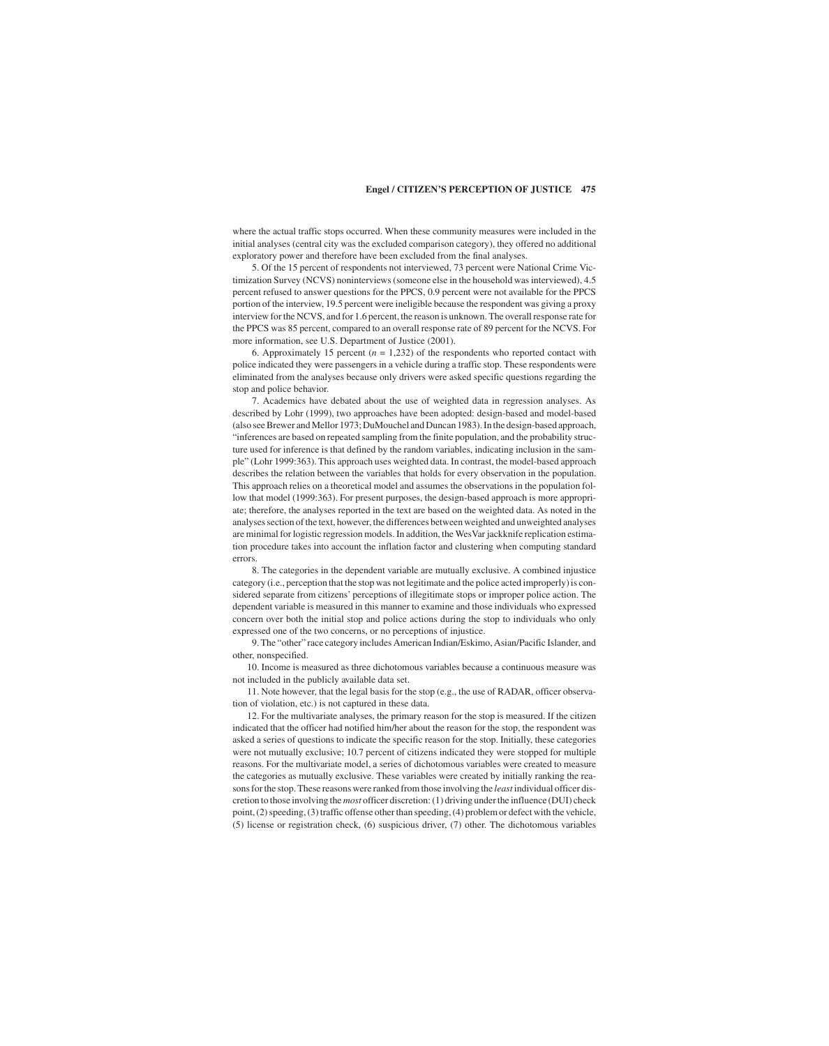where the actual traffic stops occurred. When these community measures were included in the initial analyses (central city was the excluded comparison category), they offered no additional exploratory power and therefore have been excluded from the final analyses.

5. Of the 15 percent of respondents not interviewed, 73 percent were National Crime Victimization Survey (NCVS) noninterviews (someone else in the household was interviewed), 4.5 percent refused to answer questions for the PPCS, 0.9 percent were not available for the PPCS portion of the interview, 19.5 percent were ineligible because the respondent was giving a proxy interview for the NCVS, and for 1.6 percent, the reason is unknown. The overall response rate for the PPCS was 85 percent, compared to an overall response rate of 89 percent for the NCVS. For more information, see U.S. Department of Justice (2001).

6. Approximately 15 percent ($n$ = 1,232) of the respondents who reported contact with police indicated they were passengers in a vehicle during a traffic stop. These respondents were eliminated from the analyses because only drivers were asked specific questions regarding the stop and police behavior.

7. Academics have debated about the use of weighted data in regression analyses. As described by Lohr (1999), two approaches have been adopted: design-based and model-based (also see Brewer and Mellor 1973; DuMouchel and Duncan 1983). In the design-based approach, "inferences are based on repeated sampling from the finite population, and the probability structure used for inference is that defined by the random variables, indicating inclusion in the sample" (Lohr 1999:363). This approach uses weighted data. In contrast, the model-based approach describes the relation between the variables that holds for every observation in the population. This approach relies on a theoretical model and assumes the observations in the population follow that model (1999:363). For present purposes, the design-based approach is more appropriate; therefore, the analyses reported in the text are based on the weighted data. As noted in the analyses section of the text, however, the differences between weighted and unweighted analyses are minimal for logistic regression models. In addition, the WesVar jackknife replication estimation procedure takes into account the inflation factor and clustering when computing standard errors.

8. The categories in the dependent variable are mutually exclusive. A combined injustice category (i.e., perception that the stop was not legitimate and the police acted improperly) is considered separate from citizens' perceptions of illegitimate stops or improper police action. The dependent variable is measured in this manner to examine and those individuals who expressed concern over both the initial stop and police actions during the stop to individuals who only expressed one of the two concerns, or no perceptions of injustice.

9. The "other" race category includes American Indian/Eskimo, Asian/Pacific Islander, and other, nonspecified.

10. Income is measured as three dichotomous variables because a continuous measure was not included in the publicly available data set.

11. Note however, that the legal basis for the stop (e.g., the use of RADAR, officer observation of violation, etc.) is not captured in these data.

12. For the multivariate analyses, the primary reason for the stop is measured. If the citizen indicated that the officer had notified him/her about the reason for the stop, the respondent was asked a series of questions to indicate the specific reason for the stop. Initially, these categories were not mutually exclusive; 10.7 percent of citizens indicated they were stopped for multiple reasons. For the multivariate model, a series of dichotomous variables were created to measure the categories as mutually exclusive. These variables were created by initially ranking the reasons for the stop. These reasons were ranked from those involving the *least* individual officer discretion to those involving the *most* officer discretion: (1) driving under the influence (DUI) check point, (2) speeding, (3) traffic offense other than speeding, (4) problem or defect with the vehicle, (5) license or registration check, (6) suspicious driver, (7) other. The dichotomous variables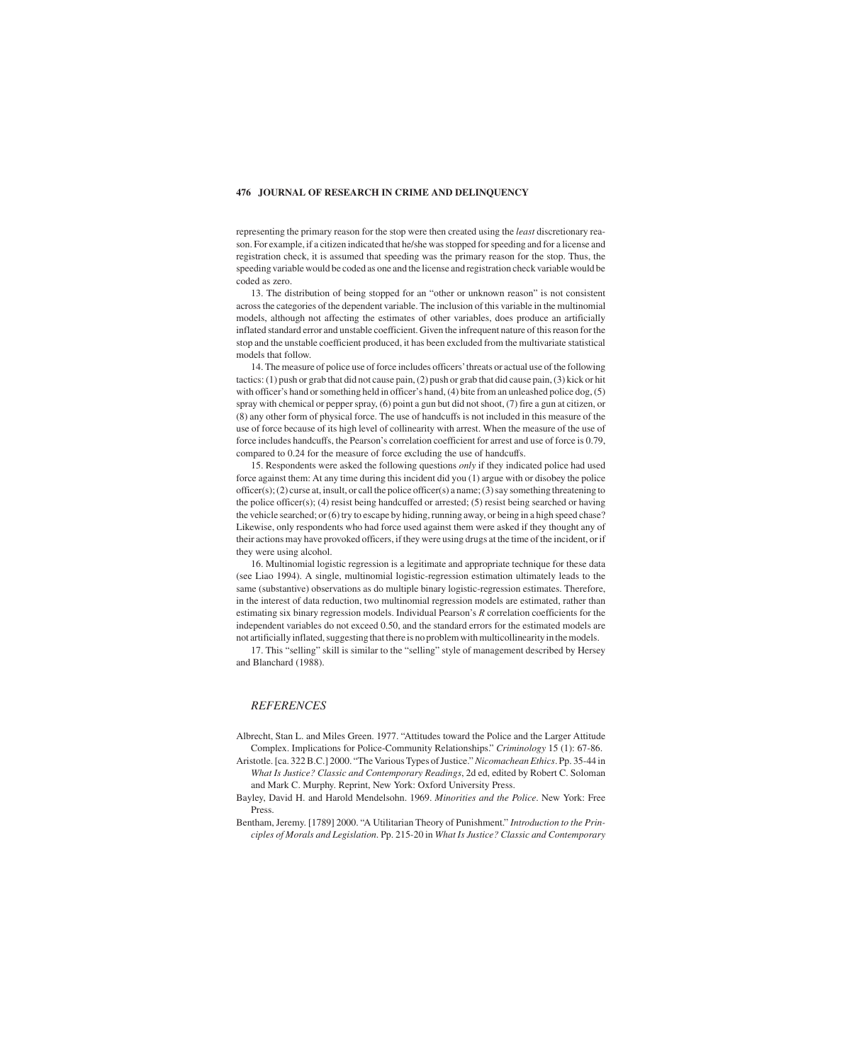representing the primary reason for the stop were then created using the *least* discretionary reason. For example, if a citizen indicated that he/she was stopped for speeding and for a license and registration check, it is assumed that speeding was the primary reason for the stop. Thus, the speeding variable would be coded as one and the license and registration check variable would be coded as zero.

13. The distribution of being stopped for an "other or unknown reason" is not consistent across the categories of the dependent variable. The inclusion of this variable in the multinomial models, although not affecting the estimates of other variables, does produce an artificially inflated standard error and unstable coefficient. Given the infrequent nature of this reason for the stop and the unstable coefficient produced, it has been excluded from the multivariate statistical models that follow.

14. The measure of police use of force includes officers' threats or actual use of the following tactics: (1) push or grab that did not cause pain, (2) push or grab that did cause pain, (3) kick or hit with officer's hand or something held in officer's hand, (4) bite from an unleashed police dog, (5) spray with chemical or pepper spray, (6) point a gun but did not shoot, (7) fire a gun at citizen, or (8) any other form of physical force. The use of handcuffs is not included in this measure of the use of force because of its high level of collinearity with arrest. When the measure of the use of force includes handcuffs, the Pearson's correlation coefficient for arrest and use of force is 0.79, compared to 0.24 for the measure of force excluding the use of handcuffs.

15. Respondents were asked the following questions *only* if they indicated police had used force against them: At any time during this incident did you (1) argue with or disobey the police officer(s); (2) curse at, insult, or call the police officer(s) a name; (3) say something threatening to the police officer(s); (4) resist being handcuffed or arrested; (5) resist being searched or having the vehicle searched; or (6) try to escape by hiding, running away, or being in a high speed chase? Likewise, only respondents who had force used against them were asked if they thought any of their actions may have provoked officers, if they were using drugs at the time of the incident, or if they were using alcohol.

16. Multinomial logistic regression is a legitimate and appropriate technique for these data (see Liao 1994). A single, multinomial logistic-regression estimation ultimately leads to the same (substantive) observations as do multiple binary logistic-regression estimates. Therefore, in the interest of data reduction, two multinomial regression models are estimated, rather than estimating six binary regression models. Individual Pearson's *R* correlation coefficients for the independent variables do not exceed 0.50, and the standard errors for the estimated models are not artificially inflated, suggesting that there is no problem with multicollinearity in the models.

17. This "selling" skill is similar to the "selling" style of management described by Hersey and Blanchard (1988).

## REFERENCES

Albrecht, Stan L. and Miles Green. 1977. "Attitudes toward the Police and the Larger Attitude Complex. Implications for Police-Community Relationships." *Criminology* 15 (1): 67-86.

Aristotle. [ca. 322 B.C.] 2000. "The Various Types of Justice." *Nicomachean Ethics*. Pp. 35-44 in *What Is Justice? Classic and Contemporary Readings*, 2d ed, edited by Robert C. Soloman and Mark C. Murphy. Reprint, New York: Oxford University Press.

Bayley, David H. and Harold Mendelsohn. 1969. *Minorities and the Police*. New York: Free Press.

Bentham, Jeremy. [1789] 2000. "A Utilitarian Theory of Punishment." *Introduction to the Principles of Morals and Legislation*. Pp. 215-20 in *What Is Justice? Classic and Contemporary*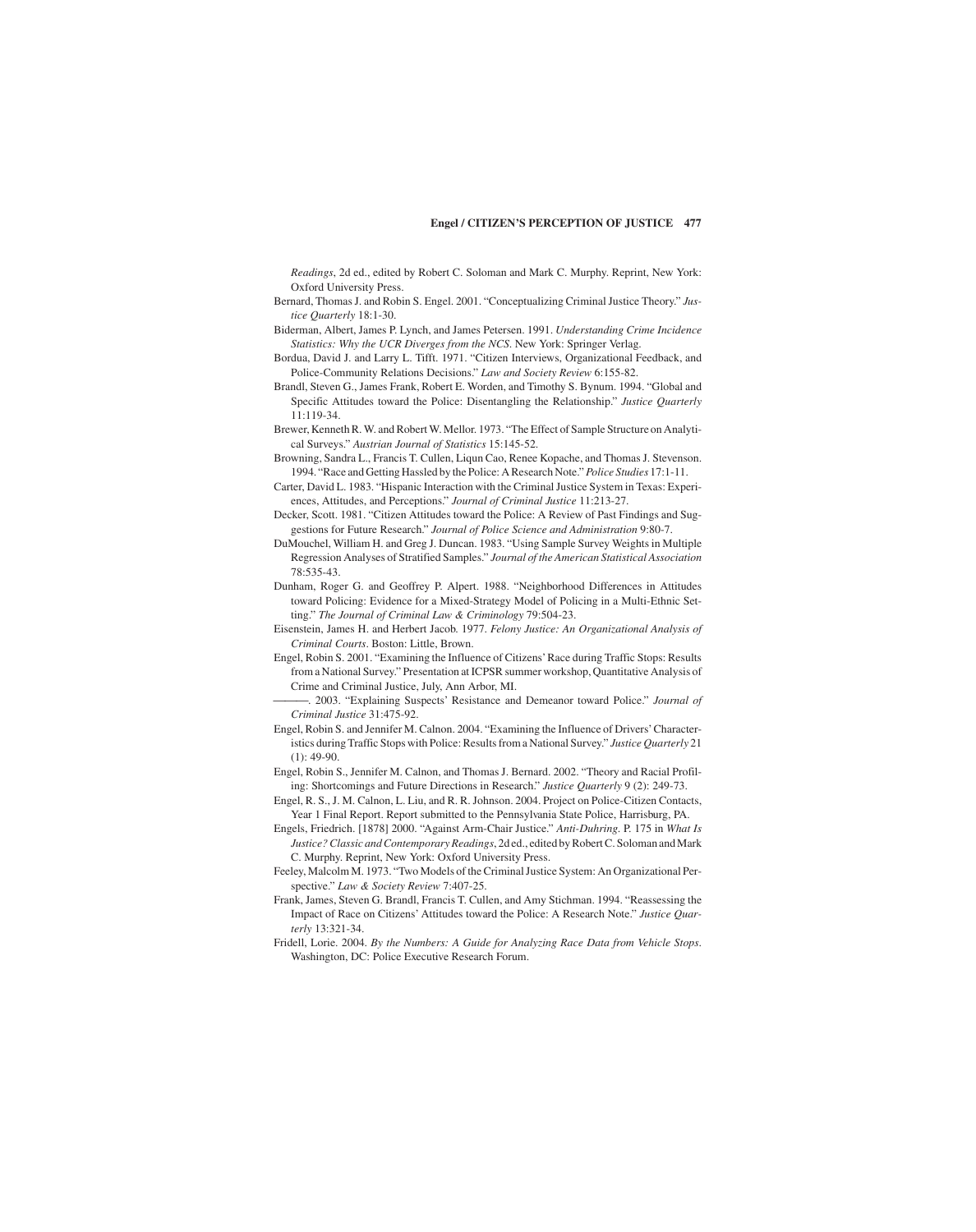*Readings*, 2d ed., edited by Robert C. Soloman and Mark C. Murphy. Reprint, New York: Oxford University Press.

Bernard, Thomas J. and Robin S. Engel. 2001. "Conceptualizing Criminal Justice Theory." *Justice Quarterly* 18:1-30.

Biderman, Albert, James P. Lynch, and James Petersen. 1991. *Understanding Crime Incidence Statistics: Why the UCR Diverges from the NCS*. New York: Springer Verlag.

Bordua, David J. and Larry L. Tifft. 1971. "Citizen Interviews, Organizational Feedback, and Police-Community Relations Decisions." *Law and Society Review* 6:155-82.

Brandl, Steven G., James Frank, Robert E. Worden, and Timothy S. Bynum. 1994. "Global and Specific Attitudes toward the Police: Disentangling the Relationship." *Justice Quarterly* 11:119-34.

Brewer, Kenneth R. W. and Robert W. Mellor. 1973. "The Effect of Sample Structure on Analytical Surveys." *Austrian Journal of Statistics* 15:145-52.

Browning, Sandra L., Francis T. Cullen, Liqun Cao, Renee Kopache, and Thomas J. Stevenson. 1994. "Race and Getting Hassled by the Police: A Research Note." *Police Studies* 17:1-11.

Carter, David L. 1983. "Hispanic Interaction with the Criminal Justice System in Texas: Experiences, Attitudes, and Perceptions." *Journal of Criminal Justice* 11:213-27.

Decker, Scott. 1981. "Citizen Attitudes toward the Police: A Review of Past Findings and Suggestions for Future Research." *Journal of Police Science and Administration* 9:80-7.

DuMouchel, William H. and Greg J. Duncan. 1983. "Using Sample Survey Weights in Multiple Regression Analyses of Stratified Samples." *Journal of the American Statistical Association* 78:535-43.

Dunham, Roger G. and Geoffrey P. Alpert. 1988. "Neighborhood Differences in Attitudes toward Policing: Evidence for a Mixed-Strategy Model of Policing in a Multi-Ethnic Setting." *The Journal of Criminal Law & Criminology* 79:504-23.

Eisenstein, James H. and Herbert Jacob. 1977. *Felony Justice: An Organizational Analysis of Criminal Courts*. Boston: Little, Brown.

Engel, Robin S. 2001. "Examining the Influence of Citizens' Race during Traffic Stops: Results from a National Survey." Presentation at ICPSR summer workshop, Quantitative Analysis of Crime and Criminal Justice, July, Ann Arbor, MI.

———. 2003. "Explaining Suspects' Resistance and Demeanor toward Police." *Journal of Criminal Justice* 31:475-92.

Engel, Robin S. and Jennifer M. Calnon. 2004. "Examining the Influence of Drivers' Characteristics during Traffic Stops with Police: Results from a National Survey." *Justice Quarterly* 21 (1): 49-90.

Engel, Robin S., Jennifer M. Calnon, and Thomas J. Bernard. 2002. "Theory and Racial Profiling: Shortcomings and Future Directions in Research." *Justice Quarterly* 9 (2): 249-73.

Engel, R. S., J. M. Calnon, L. Liu, and R. R. Johnson. 2004. Project on Police-Citizen Contacts, Year 1 Final Report. Report submitted to the Pennsylvania State Police, Harrisburg, PA.

Engels, Friedrich. [1878] 2000. "Against Arm-Chair Justice." *Anti-Duhring.* P. 175 in *What Is Justice? Classic and Contemporary Readings*, 2d ed., edited by Robert C. Soloman and Mark C. Murphy. Reprint, New York: Oxford University Press.

Feeley, Malcolm M. 1973. "Two Models of the Criminal Justice System: An Organizational Perspective." *Law & Society Review* 7:407-25.

Frank, James, Steven G. Brandl, Francis T. Cullen, and Amy Stichman. 1994. "Reassessing the Impact of Race on Citizens' Attitudes toward the Police: A Research Note." *Justice Quarterly* 13:321-34.

Fridell, Lorie. 2004. *By the Numbers: A Guide for Analyzing Race Data from Vehicle Stops*. Washington, DC: Police Executive Research Forum.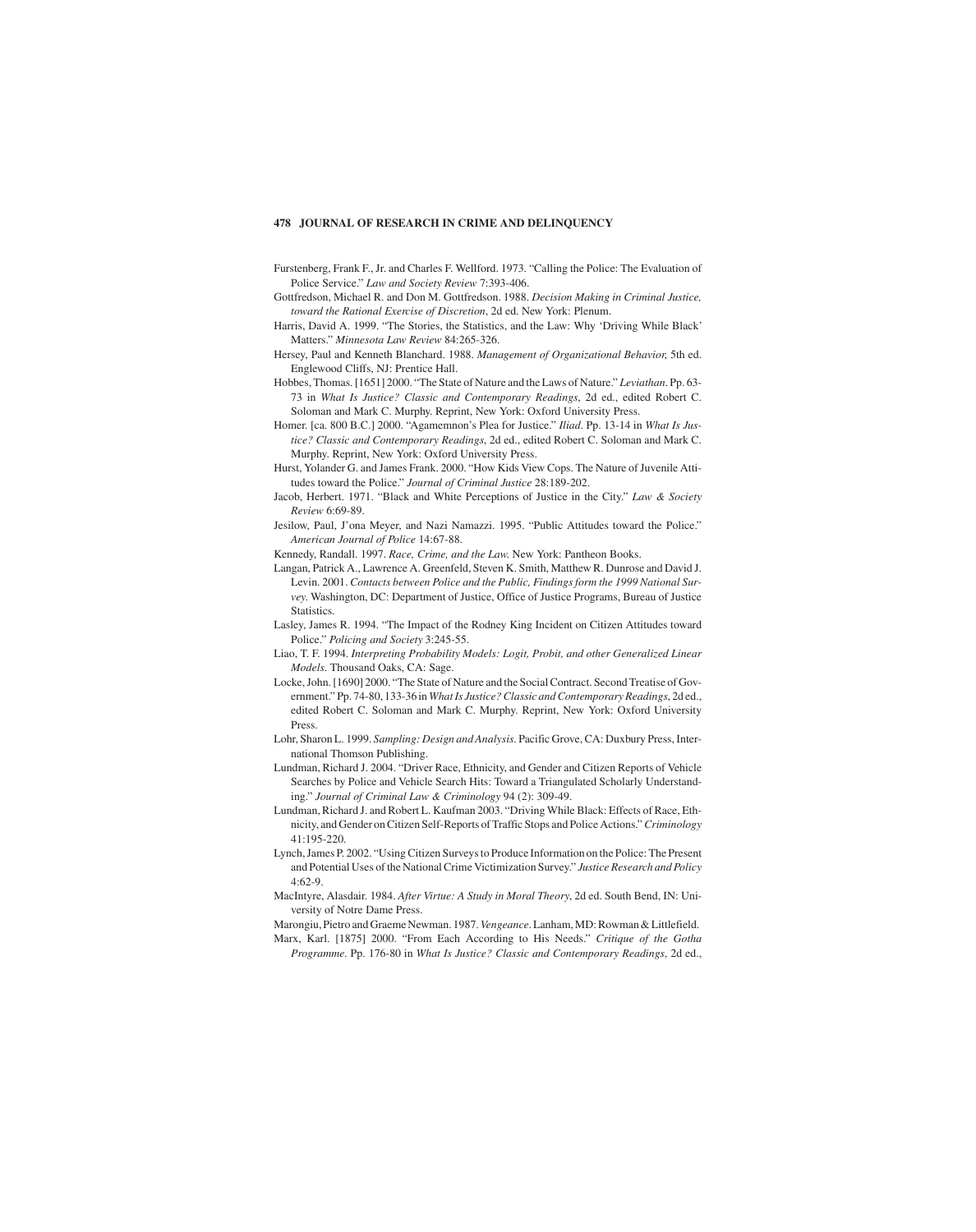Furstenberg, Frank F., Jr. and Charles F. Wellford. 1973. "Calling the Police: The Evaluation of Police Service." *Law and Society Review* 7:393-406.

Gottfredson, Michael R. and Don M. Gottfredson. 1988. *Decision Making in Criminal Justice, toward the Rational Exercise of Discretion*, 2d ed. New York: Plenum.

Harris, David A. 1999. "The Stories, the Statistics, and the Law: Why 'Driving While Black' Matters." *Minnesota Law Review* 84:265-326.

Hersey, Paul and Kenneth Blanchard. 1988. *Management of Organizational Behavior,* 5th ed. Englewood Cliffs, NJ: Prentice Hall.

Hobbes, Thomas. [1651] 2000. "The State of Nature and the Laws of Nature." *Leviathan*. Pp. 63-73 in *What Is Justice? Classic and Contemporary Readings*, 2d ed., edited Robert C. Soloman and Mark C. Murphy. Reprint, New York: Oxford University Press.

Homer. [ca. 800 B.C.] 2000. "Agamemnon's Plea for Justice." *Iliad*. Pp. 13-14 in *What Is Justice? Classic and Contemporary Readings*, 2d ed., edited Robert C. Soloman and Mark C. Murphy. Reprint, New York: Oxford University Press.

Hurst, Yolander G. and James Frank. 2000. "How Kids View Cops. The Nature of Juvenile Attitudes toward the Police." *Journal of Criminal Justice* 28:189-202.

Jacob, Herbert. 1971. "Black and White Perceptions of Justice in the City." *Law & Society Review* 6:69-89.

Jesilow, Paul, J'ona Meyer, and Nazi Namazzi. 1995. "Public Attitudes toward the Police." *American Journal of Police* 14:67-88.

Kennedy, Randall. 1997. *Race, Crime, and the Law.* New York: Pantheon Books.

Langan, Patrick A., Lawrence A. Greenfeld, Steven K. Smith, Matthew R. Dunrose and David J. Levin. 2001. *Contacts between Police and the Public, Findings form the 1999 National Survey.* Washington, DC: Department of Justice, Office of Justice Programs, Bureau of Justice Statistics.

Lasley, James R. 1994. "The Impact of the Rodney King Incident on Citizen Attitudes toward Police." *Policing and Society* 3:245-55.

Liao, T. F. 1994. *Interpreting Probability Models: Logit, Probit, and other Generalized Linear Models.* Thousand Oaks, CA: Sage.

Locke, John. [1690] 2000. "The State of Nature and the Social Contract. Second Treatise of Government." Pp. 74-80, 133-36 in *What Is Justice? Classic and Contemporary Readings*, 2d ed., edited Robert C. Soloman and Mark C. Murphy. Reprint, New York: Oxford University Press.

Lohr, Sharon L. 1999. *Sampling: Design and Analysis*. Pacific Grove, CA: Duxbury Press, International Thomson Publishing.

Lundman, Richard J. 2004. "Driver Race, Ethnicity, and Gender and Citizen Reports of Vehicle Searches by Police and Vehicle Search Hits: Toward a Triangulated Scholarly Understanding." *Journal of Criminal Law & Criminology* 94 (2): 309-49.

Lundman, Richard J. and Robert L. Kaufman 2003. "Driving While Black: Effects of Race, Ethnicity, and Gender on Citizen Self-Reports of Traffic Stops and Police Actions." *Criminology* 41:195-220.

Lynch, James P. 2002. "Using Citizen Surveys to Produce Information on the Police: The Present and Potential Uses of the National Crime Victimization Survey." *Justice Research and Policy* 4:62-9.

MacIntyre, Alasdair. 1984. *After Virtue: A Study in Moral Theory*, 2d ed. South Bend, IN: University of Notre Dame Press.

Marongiu, Pietro and Graeme Newman. 1987. *Vengeance*. Lanham, MD: Rowman & Littlefield.

Marx, Karl. [1875] 2000. "From Each According to His Needs." *Critique of the Gotha Programme*. Pp. 176-80 in *What Is Justice? Classic and Contemporary Readings*, 2d ed.,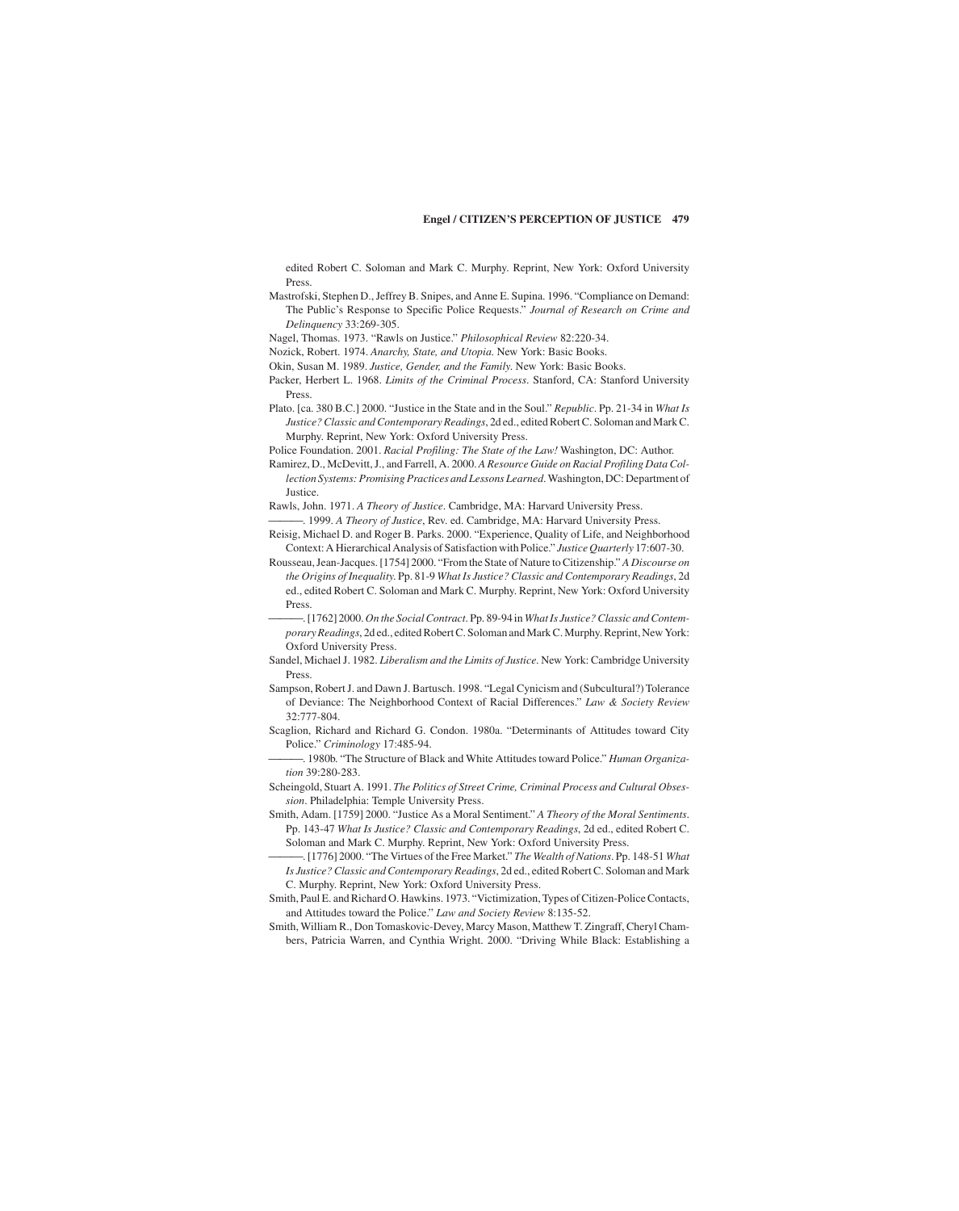edited Robert C. Soloman and Mark C. Murphy. Reprint, New York: Oxford University Press.

Mastrofski, Stephen D., Jeffrey B. Snipes, and Anne E. Supina. 1996. "Compliance on Demand: The Public's Response to Specific Police Requests." *Journal of Research on Crime and Delinquency* 33:269-305.

Nagel, Thomas. 1973. "Rawls on Justice." *Philosophical Review* 82:220-34.

Nozick, Robert. 1974. *Anarchy, State, and Utopia*. New York: Basic Books.

Okin, Susan M. 1989. *Justice, Gender, and the Family*. New York: Basic Books.

Packer, Herbert L. 1968. *Limits of the Criminal Process*. Stanford, CA: Stanford University Press.

Plato. [ca. 380 B.C.] 2000. "Justice in the State and in the Soul." *Republic*. Pp. 21-34 in *What Is Justice? Classic and Contemporary Readings*, 2d ed., edited Robert C. Soloman and Mark C. Murphy. Reprint, New York: Oxford University Press.

Police Foundation. 2001. *Racial Profiling: The State of the Law!* Washington, DC: Author.

Ramirez, D., McDevitt, J., and Farrell, A. 2000. *A Resource Guide on Racial Profiling Data Collection Systems: Promising Practices and Lessons Learned*. Washington, DC: Department of Justice.

Rawls, John. 1971. *A Theory of Justice*. Cambridge, MA: Harvard University Press.

———. 1999. *A Theory of Justice*, Rev. ed. Cambridge, MA: Harvard University Press.

Reisig, Michael D. and Roger B. Parks. 2000. "Experience, Quality of Life, and Neighborhood Context: A Hierarchical Analysis of Satisfaction with Police." *Justice Quarterly* 17:607-30.

Rousseau, Jean-Jacques. [1754] 2000. "From the State of Nature to Citizenship." *A Discourse on the Origins of Inequality*. Pp. 81-9 *What Is Justice? Classic and Contemporary Readings*, 2d ed., edited Robert C. Soloman and Mark C. Murphy. Reprint, New York: Oxford University Press.

———. [1762] 2000. *On the Social Contract*. Pp. 89-94 in *What Is Justice? Classic and Contemporary Readings*, 2d ed., edited Robert C. Soloman and Mark C. Murphy. Reprint, New York: Oxford University Press.

Sandel, Michael J. 1982. *Liberalism and the Limits of Justice*. New York: Cambridge University Press.

Sampson, Robert J. and Dawn J. Bartusch. 1998. "Legal Cynicism and (Subcultural?) Tolerance of Deviance: The Neighborhood Context of Racial Differences." *Law & Society Review* 32:777-804.

Scaglion, Richard and Richard G. Condon. 1980a. "Determinants of Attitudes toward City Police." *Criminology* 17:485-94.

———. 1980b. "The Structure of Black and White Attitudes toward Police." *Human Organization* 39:280-283.

Scheingold, Stuart A. 1991. *The Politics of Street Crime, Criminal Process and Cultural Obsession*. Philadelphia: Temple University Press.

Smith, Adam. [1759] 2000. "Justice As a Moral Sentiment." *A Theory of the Moral Sentiments*. Pp. 143-47 *What Is Justice? Classic and Contemporary Readings*, 2d ed., edited Robert C. Soloman and Mark C. Murphy. Reprint, New York: Oxford University Press.

———. [1776] 2000. "The Virtues of the Free Market." *The Wealth of Nations*. Pp. 148-51 *What Is Justice? Classic and Contemporary Readings*, 2d ed., edited Robert C. Soloman and Mark C. Murphy. Reprint, New York: Oxford University Press.

Smith, Paul E. and Richard O. Hawkins. 1973. "Victimization, Types of Citizen-Police Contacts, and Attitudes toward the Police." *Law and Society Review* 8:135-52.

Smith, William R., Don Tomaskovic-Devey, Marcy Mason, Matthew T. Zingraff, Cheryl Chambers, Patricia Warren, and Cynthia Wright. 2000. "Driving While Black: Establishing a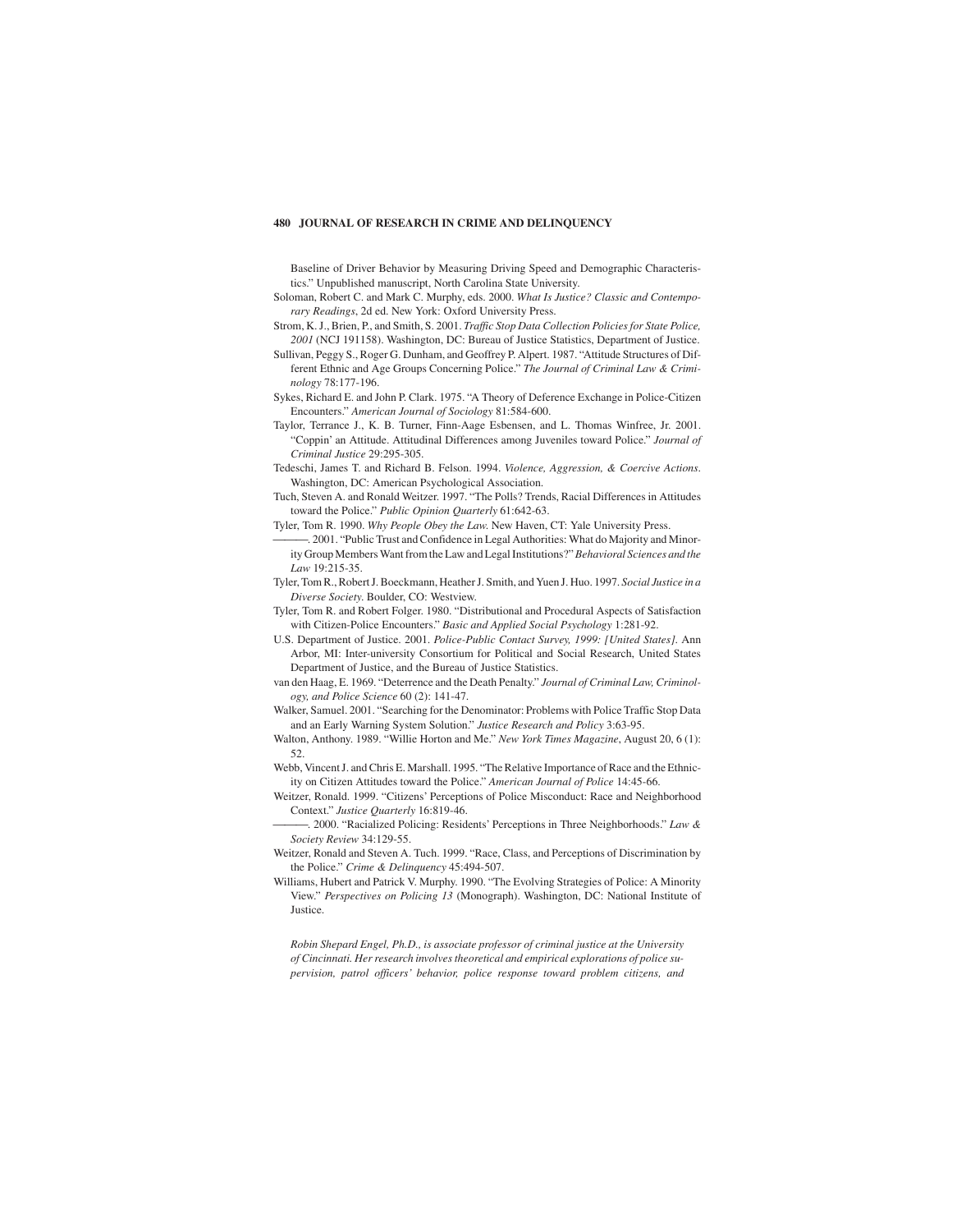Baseline of Driver Behavior by Measuring Driving Speed and Demographic Characteristics." Unpublished manuscript, North Carolina State University.

Soloman, Robert C. and Mark C. Murphy, eds. 2000. *What Is Justice? Classic and Contemporary Readings*, 2d ed. New York: Oxford University Press.

Strom, K. J., Brien, P., and Smith, S. 2001. *Traffic Stop Data Collection Policies for State Police, 2001* (NCJ 191158). Washington, DC: Bureau of Justice Statistics, Department of Justice.

Sullivan, Peggy S., Roger G. Dunham, and Geoffrey P. Alpert. 1987. "Attitude Structures of Different Ethnic and Age Groups Concerning Police." *The Journal of Criminal Law & Criminology* 78:177-196.

Sykes, Richard E. and John P. Clark. 1975. "A Theory of Deference Exchange in Police-Citizen Encounters." *American Journal of Sociology* 81:584-600.

Taylor, Terrance J., K. B. Turner, Finn-Aage Esbensen, and L. Thomas Winfree, Jr. 2001. "Coppin' an Attitude. Attitudinal Differences among Juveniles toward Police." *Journal of Criminal Justice* 29:295-305.

Tedeschi, James T. and Richard B. Felson. 1994. *Violence, Aggression, & Coercive Actions*. Washington, DC: American Psychological Association.

Tuch, Steven A. and Ronald Weitzer. 1997. "The Polls? Trends, Racial Differences in Attitudes toward the Police." *Public Opinion Quarterly* 61:642-63.

Tyler, Tom R. 1990. *Why People Obey the Law*. New Haven, CT: Yale University Press.

———. 2001. "Public Trust and Confidence in Legal Authorities: What do Majority and Minority Group Members Want from the Law and Legal Institutions?" *Behavioral Sciences and the Law* 19:215-35.

Tyler, Tom R., Robert J. Boeckmann, Heather J. Smith, and Yuen J. Huo. 1997. *Social Justice in a Diverse Society*. Boulder, CO: Westview.

Tyler, Tom R. and Robert Folger. 1980. "Distributional and Procedural Aspects of Satisfaction with Citizen-Police Encounters." *Basic and Applied Social Psychology* 1:281-92.

U.S. Department of Justice. 2001. *Police-Public Contact Survey, 1999: [United States]*. Ann Arbor, MI: Inter-university Consortium for Political and Social Research, United States Department of Justice, and the Bureau of Justice Statistics.

van den Haag, E. 1969. "Deterrence and the Death Penalty." *Journal of Criminal Law, Criminology, and Police Science* 60 (2): 141-47.

Walker, Samuel. 2001. "Searching for the Denominator: Problems with Police Traffic Stop Data and an Early Warning System Solution." *Justice Research and Policy* 3:63-95.

Walton, Anthony. 1989. "Willie Horton and Me." *New York Times Magazine*, August 20, 6 (1): 52.

Webb, Vincent J. and Chris E. Marshall. 1995. "The Relative Importance of Race and the Ethnicity on Citizen Attitudes toward the Police." *American Journal of Police* 14:45-66.

Weitzer, Ronald. 1999. "Citizens' Perceptions of Police Misconduct: Race and Neighborhood Context." *Justice Quarterly* 16:819-46.

———. 2000. "Racialized Policing: Residents' Perceptions in Three Neighborhoods." *Law & Society Review* 34:129-55.

Weitzer, Ronald and Steven A. Tuch. 1999. "Race, Class, and Perceptions of Discrimination by the Police." *Crime & Delinquency* 45:494-507.

Williams, Hubert and Patrick V. Murphy. 1990. "The Evolving Strategies of Police: A Minority View." *Perspectives on Policing 13* (Monograph). Washington, DC: National Institute of Justice.

*Robin Shepard Engel, Ph.D., is associate professor of criminal justice at the University of Cincinnati. Her research involves theoretical and empirical explorations of police supervision, patrol officers' behavior, police response toward problem citizens, and*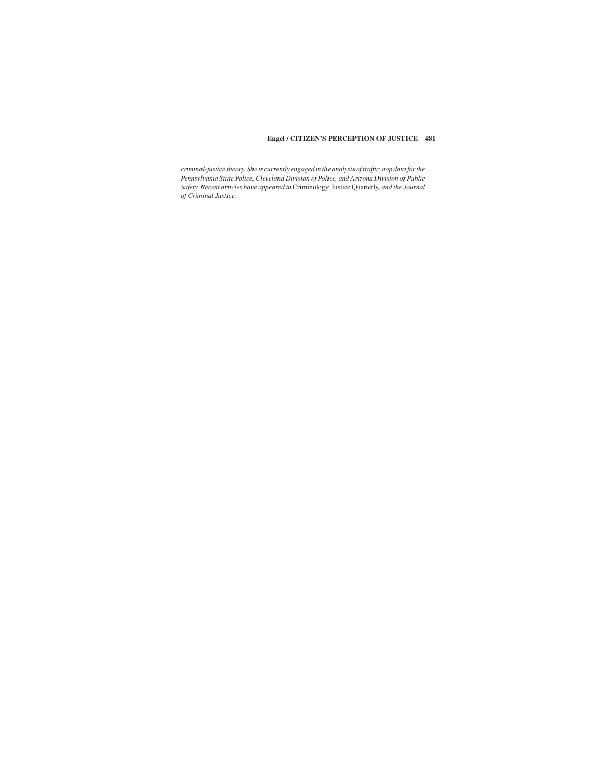*criminal-justice theory. She is currently engaged in the analysis of traffic stop data for the Pennsylvania State Police, Cleveland Division of Police, and Arizona Division of Public Safety. Recent articles have appeared in* Criminology, Justice Quarterly, *and the Journal of Criminal Justice.*